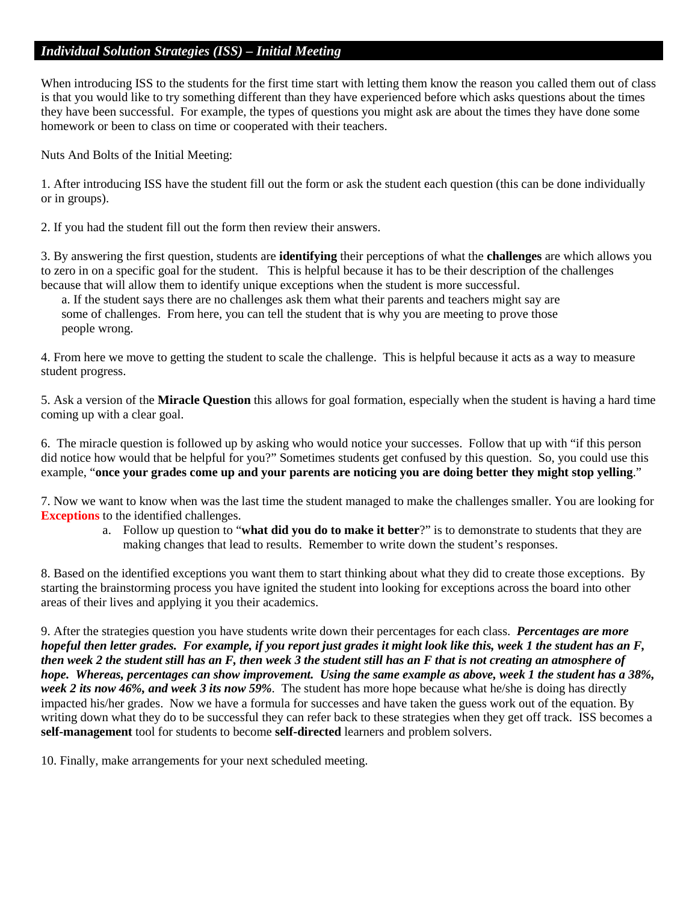## *Individual Solution Strategies (ISS) – Initial Meeting*

When introducing ISS to the students for the first time start with letting them know the reason you called them out of class is that you would like to try something different than they have experienced before which asks questions about the times they have been successful. For example, the types of questions you might ask are about the times they have done some homework or been to class on time or cooperated with their teachers.

Nuts And Bolts of the Initial Meeting:

1. After introducing ISS have the student fill out the form or ask the student each question (this can be done individually or in groups).

2. If you had the student fill out the form then review their answers.

3. By answering the first question, students are **identifying** their perceptions of what the **challenges** are which allows you to zero in on a specific goal for the student. This is helpful because it has to be their description of the challenges because that will allow them to identify unique exceptions when the student is more successful.

   a. If the student says there are no challenges ask them what their parents and teachers might say are some of challenges. From here, you can tell the student that is why you are meeting to prove those people wrong.

4. From here we move to getting the student to scale the challenge. This is helpful because it acts as a way to measure student progress.

5. Ask a version of the **Miracle Question** this allows for goal formation, especially when the student is having a hard time coming up with a clear goal.

6. The miracle question is followed up by asking who would notice your successes. Follow that up with "if this person did notice how would that be helpful for you?" Sometimes students get confused by this question. So, you could use this example, "**once your grades come up and your parents are noticing you are doing better they might stop yelling**."

7. Now we want to know when was the last time the student managed to make the challenges smaller. You are looking for **Exceptions** to the identified challenges.

   a. Follow up question to "**what did you do to make it better**?" is to demonstrate to students that they are making changes that lead to results. Remember to write down the student's responses.

8. Based on the identified exceptions you want them to start thinking about what they did to create those exceptions. By starting the brainstorming process you have ignited the student into looking for exceptions across the board into other areas of their lives and applying it you their academics.

9. After the strategies question you have students write down their percentages for each class. ***Percentages are more hopeful then letter grades. For example, if you report just grades it might look like this, week 1 the student has an F, then week 2 the student still has an F, then week 3 the student still has an F that is not creating an atmosphere of hope. Whereas, percentages can show improvement. Using the same example as above, week 1 the student has a 38%, week 2 its now 46%, and week 3 its now 59%***. The student has more hope because what he/she is doing has directly impacted his/her grades. Now we have a formula for successes and have taken the guess work out of the equation. By writing down what they do to be successful they can refer back to these strategies when they get off track. ISS becomes a **self-management** tool for students to become **self-directed** learners and problem solvers.

10. Finally, make arrangements for your next scheduled meeting.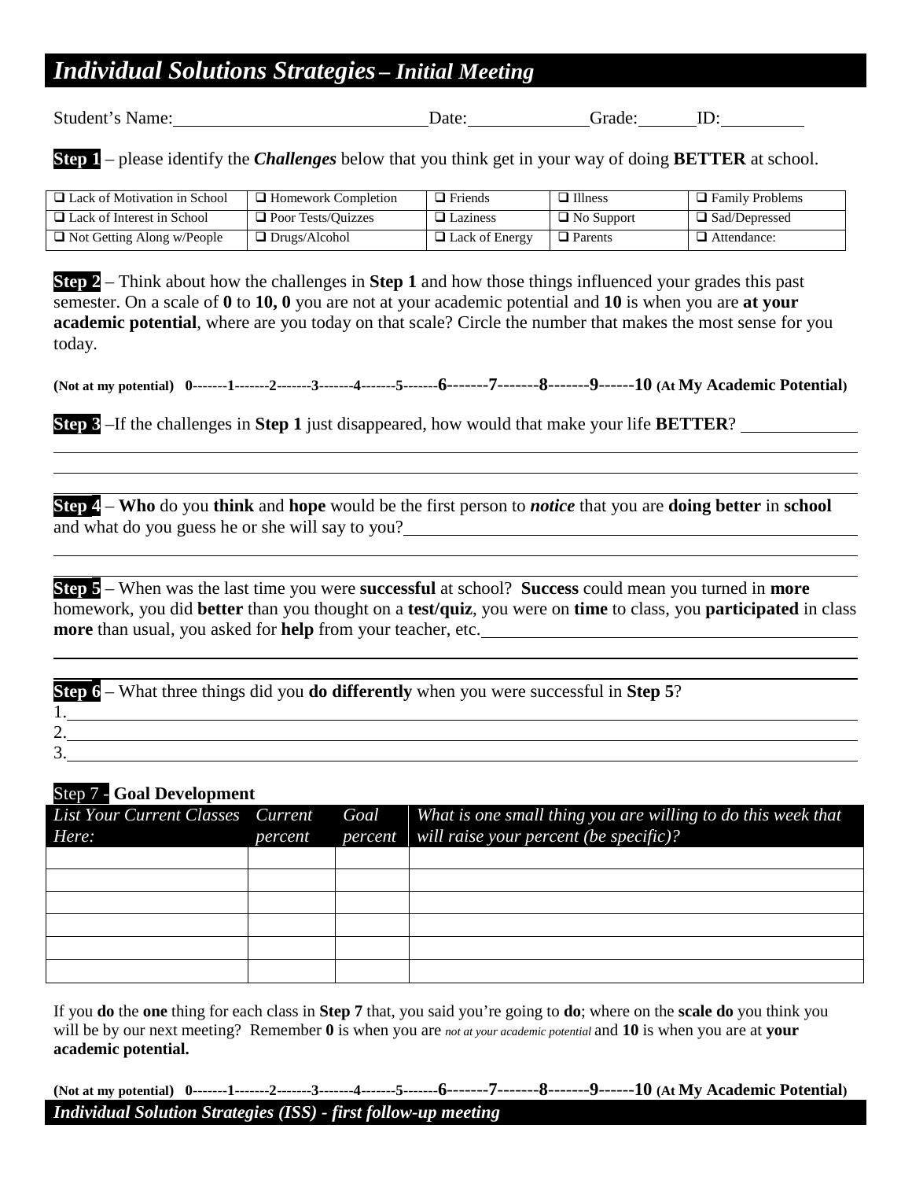# *Individual Solutions Strategies – Initial Meeting*

Student's Name:\_\_\_\_\_\_\_\_\_\_\_\_\_\_\_\_\_\_\_\_\_\_\_\_\_\_\_\_ Date:\_\_\_\_\_\_\_\_\_\_\_\_ Grade:\_\_\_\_\_\_ ID:\_\_\_\_\_\_\_\_\_

**Step 1** – please identify the ***Challenges*** below that you think get in your way of doing **BETTER** at school.

| | | | | |
|---|---|---|---|---|
| ❑ Lack of Motivation in School | ❑ Homework Completion | ❑ Friends | ❑ Illness | ❑ Family Problems |
| ❑ Lack of Interest in School | ❑ Poor Tests/Quizzes | ❑ Laziness | ❑ No Support | ❑ Sad/Depressed |
| ❑ Not Getting Along w/People | ❑ Drugs/Alcohol | ❑ Lack of Energy | ❑ Parents | ❑ Attendance: |

**Step 2** – Think about how the challenges in **Step 1** and how those things influenced your grades this past semester. On a scale of **0** to **10, 0** you are not at your academic potential and **10** is when you are **at your academic potential**, where are you today on that scale? Circle the number that makes the most sense for you today.

**(Not at my potential) 0-------1-------2-------3-------4-------5-------6-------7-------8-------9------10 (At My Academic Potential)**

**Step 3** –If the challenges in **Step 1** just disappeared, how would that make your life **BETTER**? \_\_\_\_\_\_\_\_\_\_\_\_

\_\_\_\_\_\_\_\_\_\_\_\_\_\_\_\_\_\_\_\_\_\_\_\_\_\_\_\_\_\_\_\_\_\_\_\_\_\_\_\_\_\_\_\_\_\_\_\_\_\_\_\_\_\_\_\_\_\_\_\_\_\_\_\_\_\_\_\_\_\_\_\_\_\_\_\_\_\_

\_\_\_\_\_\_\_\_\_\_\_\_\_\_\_\_\_\_\_\_\_\_\_\_\_\_\_\_\_\_\_\_\_\_\_\_\_\_\_\_\_\_\_\_\_\_\_\_\_\_\_\_\_\_\_\_\_\_\_\_\_\_\_\_\_\_\_\_\_\_\_\_\_\_\_\_\_\_

**Step 4** – **Who** do you **think** and **hope** would be the first person to ***notice*** that you are **doing better** in **school** and what do you guess he or she will say to you?\_\_\_\_\_\_\_\_\_\_\_\_\_\_\_\_\_\_\_\_\_\_\_\_\_\_\_\_\_\_\_\_\_\_\_\_\_\_\_\_\_\_

\_\_\_\_\_\_\_\_\_\_\_\_\_\_\_\_\_\_\_\_\_\_\_\_\_\_\_\_\_\_\_\_\_\_\_\_\_\_\_\_\_\_\_\_\_\_\_\_\_\_\_\_\_\_\_\_\_\_\_\_\_\_\_\_\_\_\_\_\_\_\_\_\_\_\_\_\_\_

**Step 5** – When was the last time you were **successful** at school? **Success** could mean you turned in **more** homework, you did **better** than you thought on a **test/quiz**, you were on **time** to class, you **participated** in class **more** than usual, you asked for **help** from your teacher, etc.\_\_\_\_\_\_\_\_\_\_\_\_\_\_\_\_\_\_\_\_\_\_\_\_\_\_\_\_\_\_\_\_\_\_\_\_\_\_\_\_

\_\_\_\_\_\_\_\_\_\_\_\_\_\_\_\_\_\_\_\_\_\_\_\_\_\_\_\_\_\_\_\_\_\_\_\_\_\_\_\_\_\_\_\_\_\_\_\_\_\_\_\_\_\_\_\_\_\_\_\_\_\_\_\_\_\_\_\_\_\_\_\_\_\_\_\_\_\_

**Step 6** – What three things did you **do differently** when you were successful in **Step 5**?

1.\_\_\_\_\_\_\_\_\_\_\_\_\_\_\_\_\_\_\_\_\_\_\_\_\_\_\_\_\_\_\_\_\_\_\_\_\_\_\_\_\_\_\_\_\_\_\_\_\_\_\_\_\_\_\_\_\_\_\_\_\_\_\_\_\_\_\_\_\_\_\_\_\_\_\_\_

2.\_\_\_\_\_\_\_\_\_\_\_\_\_\_\_\_\_\_\_\_\_\_\_\_\_\_\_\_\_\_\_\_\_\_\_\_\_\_\_\_\_\_\_\_\_\_\_\_\_\_\_\_\_\_\_\_\_\_\_\_\_\_\_\_\_\_\_\_\_\_\_\_\_\_\_\_

3.\_\_\_\_\_\_\_\_\_\_\_\_\_\_\_\_\_\_\_\_\_\_\_\_\_\_\_\_\_\_\_\_\_\_\_\_\_\_\_\_\_\_\_\_\_\_\_\_\_\_\_\_\_\_\_\_\_\_\_\_\_\_\_\_\_\_\_\_\_\_\_\_\_\_\_\_

Step 7 - **Goal Development**

| *List Your Current Classes Here:* | *Current percent* | *Goal percent* | *What is one small thing you are willing to do this week that will raise your percent (be specific)?* |
|---|---|---|---|
| | | | |
| | | | |
| | | | |
| | | | |
| | | | |
| | | | |

If you **do** the **one** thing for each class in **Step 7** that, you said you're going to **do**; where on the **scale do** you think you will be by our next meeting? Remember **0** is when you are *not at your academic potential* and **10** is when you are at **your academic potential.**

**(Not at my potential) 0-------1-------2-------3-------4-------5-------6-------7-------8-------9------10 (At My Academic Potential)**

## *Individual Solution Strategies (ISS) - first follow-up meeting*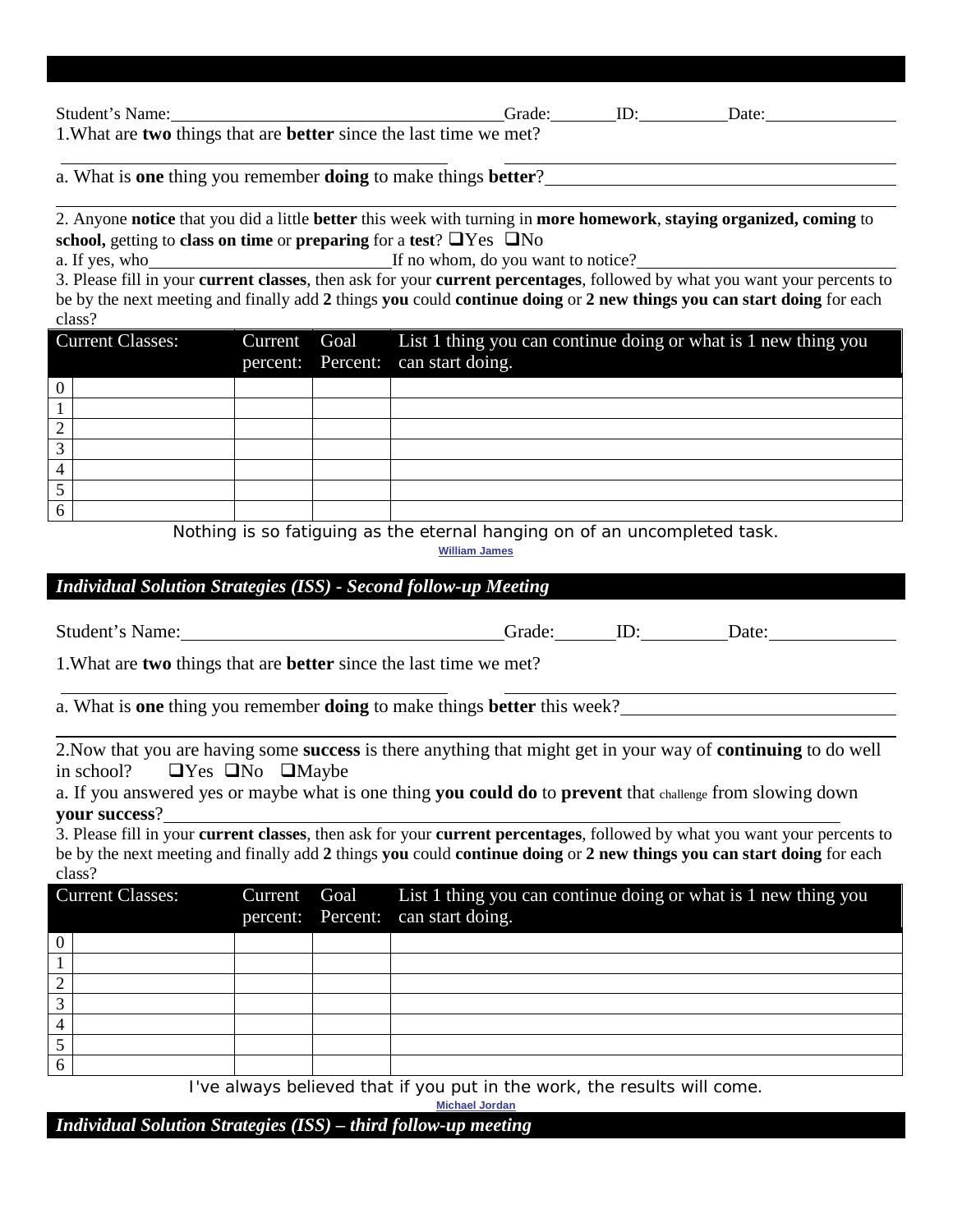Student's Name:\_\_\_\_\_\_\_\_\_\_\_\_\_\_\_\_\_\_\_\_\_\_\_\_\_\_\_\_\_\_\_\_\_\_\_\_Grade:\_\_\_\_\_\_\_ID:\_\_\_\_\_\_\_\_\_Date:\_\_\_\_\_\_\_\_\_\_\_\_\_\_

1.What are **two** things that are **better** since the last time we met?

\_\_\_\_\_\_\_\_\_\_\_\_\_\_\_\_\_\_\_\_\_\_\_\_\_\_\_\_\_\_\_\_\_\_\_\_\_\_\_\_\_\_\_\_ \_\_\_\_\_\_\_\_\_\_\_\_\_\_\_\_\_\_\_\_\_\_\_\_\_\_\_\_\_\_\_\_\_\_\_\_\_\_\_\_\_\_\_\_

a. What is **one** thing you remember **doing** to make things **better**?\_\_\_\_\_\_\_\_\_\_\_\_\_\_\_\_\_\_\_\_\_\_\_\_\_\_\_\_\_\_\_\_\_\_\_\_\_\_

2. Anyone **notice** that you did a little **better** this week with turning in **more homework**, **staying organized, coming** to **school,** getting to **class on time** or **preparing** for a **test**? ❑Yes ❑No

a. If yes, who\_\_\_\_\_\_\_\_\_\_\_\_\_\_\_\_\_\_\_\_\_\_\_\_\_\_\_\_If no whom, do you want to notice?\_\_\_\_\_\_\_\_\_\_\_\_\_\_\_\_\_\_\_\_\_\_\_\_\_\_\_\_

3. Please fill in your **current classes**, then ask for your **current percentages**, followed by what you want your percents to be by the next meeting and finally add **2** things **you** could **continue doing** or **2 new things you can start doing** for each class?

| | Current Classes: | Current percent: | Goal Percent: | List 1 thing you can continue doing or what is 1 new thing you can start doing. |
|---|---|---|---|---|
| 0 | | | | |
| 1 | | | | |
| 2 | | | | |
| 3 | | | | |
| 4 | | | | |
| 5 | | | | |
| 6 | | | | |

Nothing is so fatiguing as the eternal hanging on of an uncompleted task.
**William James**

## *Individual Solution Strategies (ISS) - Second follow-up Meeting*

Student's Name:\_\_\_\_\_\_\_\_\_\_\_\_\_\_\_\_\_\_\_\_\_\_\_\_\_\_\_\_\_\_\_\_\_\_\_Grade:\_\_\_\_\_\_ID:\_\_\_\_\_\_\_\_\_Date:\_\_\_\_\_\_\_\_\_\_\_\_\_\_

1.What are **two** things that are **better** since the last time we met?

\_\_\_\_\_\_\_\_\_\_\_\_\_\_\_\_\_\_\_\_\_\_\_\_\_\_\_\_\_\_\_\_\_\_\_\_\_\_\_\_\_\_\_\_ \_\_\_\_\_\_\_\_\_\_\_\_\_\_\_\_\_\_\_\_\_\_\_\_\_\_\_\_\_\_\_\_\_\_\_\_\_\_\_\_\_\_\_\_

a. What is **one** thing you remember **doing** to make things **better** this week?\_\_\_\_\_\_\_\_\_\_\_\_\_\_\_\_\_\_\_\_\_\_\_\_\_\_\_\_\_\_\_\_

2.Now that you are having some **success** is there anything that might get in your way of **continuing** to do well in school? ❑Yes ❑No ❑Maybe

a. If you answered yes or maybe what is one thing **you could do** to **prevent** that challenge from slowing down **your success**?\_\_\_\_\_\_\_\_\_\_\_\_\_\_\_\_\_\_\_\_\_\_\_\_\_\_\_\_\_\_\_\_\_\_\_\_\_\_\_\_\_\_\_\_\_\_\_\_\_\_\_\_\_\_\_\_\_\_\_\_\_\_\_\_\_\_\_\_\_\_\_\_\_\_\_\_\_\_\_\_\_

3. Please fill in your **current classes**, then ask for your **current percentages**, followed by what you want your percents to be by the next meeting and finally add **2** things **you** could **continue doing** or **2 new things you can start doing** for each class?

| | Current Classes: | Current percent: | Goal Percent: | List 1 thing you can continue doing or what is 1 new thing you can start doing. |
|---|---|---|---|---|
| 0 | | | | |
| 1 | | | | |
| 2 | | | | |
| 3 | | | | |
| 4 | | | | |
| 5 | | | | |
| 6 | | | | |

I've always believed that if you put in the work, the results will come.
**Michael Jordan**

## *Individual Solution Strategies (ISS) – third follow-up meeting*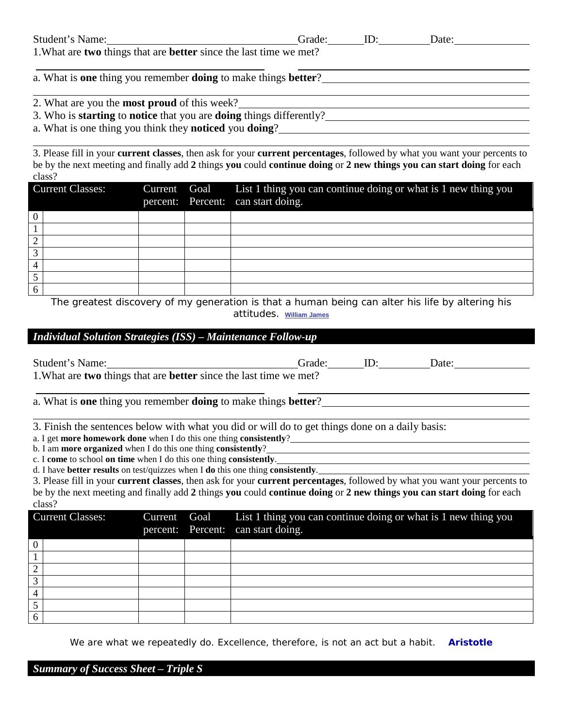Student's Name:\_\_\_\_\_\_\_\_\_\_\_\_\_\_\_\_\_\_\_\_ Grade:\_\_\_\_\_\_ ID:\_\_\_\_\_\_\_ Date:\_\_\_\_\_\_\_\_\_\_

1.What are **two** things that are **better** since the last time we met?

a. What is **one** thing you remember **doing** to make things **better**?

2. What are you the **most proud** of this week?

3. Who is **starting** to **notice** that you are **doing** things differently?

a. What is one thing you think they **noticed** you **doing**?

3. Please fill in your **current classes**, then ask for your **current percentages**, followed by what you want your percents to be by the next meeting and finally add **2** things **you** could **continue doing** or **2 new things you can start doing** for each class?

| | Current Classes: | Current percent: | Goal Percent: | List 1 thing you can continue doing or what is 1 new thing you can start doing. |
|---|---|---|---|---|
| 0 | | | | |
| 1 | | | | |
| 2 | | | | |
| 3 | | | | |
| 4 | | | | |
| 5 | | | | |
| 6 | | | | |

The greatest discovery of my generation is that a human being can alter his life by altering his attitudes. **William James**

## *Individual Solution Strategies (ISS) – Maintenance Follow-up*

Student's Name:\_\_\_\_\_\_\_\_\_\_\_\_\_\_\_\_\_\_\_\_ Grade:\_\_\_\_\_\_ ID:\_\_\_\_\_\_\_ Date:\_\_\_\_\_\_\_\_\_\_

1.What are **two** things that are **better** since the last time we met?

a. What is **one** thing you remember **doing** to make things **better**?

3. Finish the sentences below with what you did or will do to get things done on a daily basis:

a. I get **more homework done** when I do this one thing **consistently**?

b. I am **more organized** when I do this one thing **consistently**?

c. I **come** to school **on time** when I do this one thing **consistently**.

d. I have **better results** on test/quizzes when I **do** this one thing **consistently**.

3. Please fill in your **current classes**, then ask for your **current percentages**, followed by what you want your percents to be by the next meeting and finally add **2** things **you** could **continue doing** or **2 new things you can start doing** for each class?

| | Current Classes: | Current percent: | Goal Percent: | List 1 thing you can continue doing or what is 1 new thing you can start doing. |
|---|---|---|---|---|
| 0 | | | | |
| 1 | | | | |
| 2 | | | | |
| 3 | | | | |
| 4 | | | | |
| 5 | | | | |
| 6 | | | | |

We are what we repeatedly do. Excellence, therefore, is not an act but a habit. **Aristotle**

## *Summary of Success Sheet – Triple S*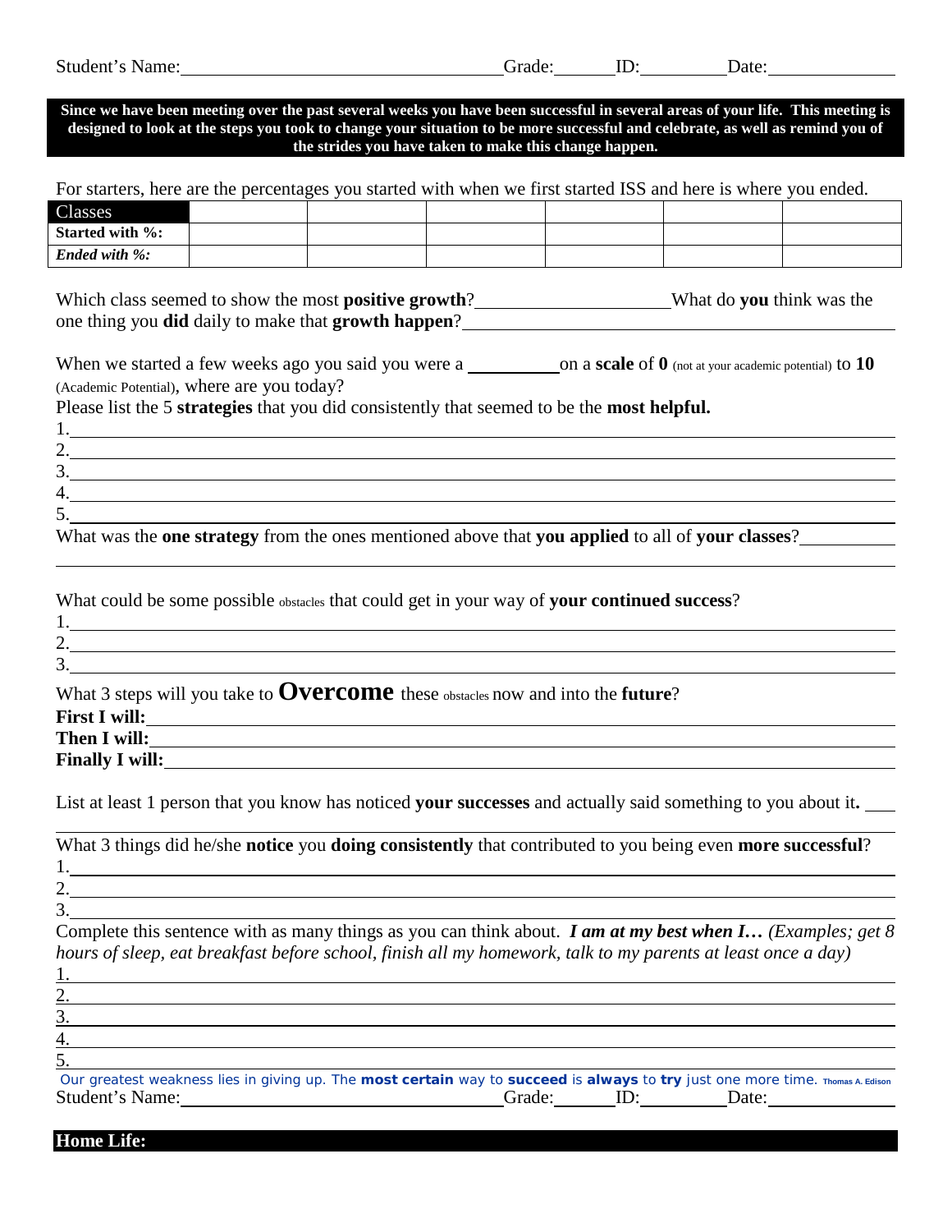Student's Name: \_\_\_\_\_\_\_\_\_\_\_\_\_\_\_\_\_\_\_\_ Grade: \_\_\_\_\_\_ ID: \_\_\_\_\_\_\_\_ Date: \_\_\_\_\_\_\_\_\_\_

**Since we have been meeting over the past several weeks you have been successful in several areas of your life. This meeting is designed to look at the steps you took to change your situation to be more successful and celebrate, as well as remind you of the strides you have taken to make this change happen.**

For starters, here are the percentages you started with when we first started ISS and here is where you ended.

| Classes | | | | | | |
|---|---|---|---|---|---|---|
| **Started with %:** | | | | | | |
| ***Ended with %:*** | | | | | | |

Which class seemed to show the most **positive growth**? \_\_\_\_\_\_\_\_\_\_\_\_\_\_\_\_\_\_\_\_ What do **you** think was the one thing you **did** daily to make that **growth happen**? \_\_\_\_\_\_\_\_\_\_\_\_\_\_\_\_\_\_\_\_

When we started a few weeks ago you said you were a \_\_\_\_\_\_\_\_\_\_ on a **scale** of **0** (not at your academic potential) to **10** (Academic Potential), where are you today?

Please list the 5 **strategies** that you did consistently that seemed to be the **most helpful.**

1. \_\_\_\_\_\_\_\_\_\_\_\_\_\_\_\_\_\_\_\_
2. \_\_\_\_\_\_\_\_\_\_\_\_\_\_\_\_\_\_\_\_
3. \_\_\_\_\_\_\_\_\_\_\_\_\_\_\_\_\_\_\_\_
4. \_\_\_\_\_\_\_\_\_\_\_\_\_\_\_\_\_\_\_\_
5. \_\_\_\_\_\_\_\_\_\_\_\_\_\_\_\_\_\_\_\_

What was the **one strategy** from the ones mentioned above that **you applied** to all of **your classes**? \_\_\_\_\_\_\_\_\_\_\_\_\_\_\_\_\_\_\_\_

What could be some possible obstacles that could get in your way of **your continued success**?

1. \_\_\_\_\_\_\_\_\_\_\_\_\_\_\_\_\_\_\_\_
2. \_\_\_\_\_\_\_\_\_\_\_\_\_\_\_\_\_\_\_\_
3. \_\_\_\_\_\_\_\_\_\_\_\_\_\_\_\_\_\_\_\_

What 3 steps will you take to **Overcome** these obstacles now and into the **future**?

**First I will:** \_\_\_\_\_\_\_\_\_\_\_\_\_\_\_\_\_\_\_\_

**Then I will:** \_\_\_\_\_\_\_\_\_\_\_\_\_\_\_\_\_\_\_\_

**Finally I will:** \_\_\_\_\_\_\_\_\_\_\_\_\_\_\_\_\_\_\_\_

List at least 1 person that you know has noticed **your successes** and actually said something to you about it**.** \_\_\_\_\_\_\_\_\_\_\_\_\_\_\_\_\_\_\_\_

What 3 things did he/she **notice** you **doing consistently** that contributed to you being even **more successful**?

1. \_\_\_\_\_\_\_\_\_\_\_\_\_\_\_\_\_\_\_\_
2. \_\_\_\_\_\_\_\_\_\_\_\_\_\_\_\_\_\_\_\_
3. \_\_\_\_\_\_\_\_\_\_\_\_\_\_\_\_\_\_\_\_

Complete this sentence with as many things as you can think about. ***I am at my best when I…*** *(Examples; get 8 hours of sleep, eat breakfast before school, finish all my homework, talk to my parents at least once a day)*

1. \_\_\_\_\_\_\_\_\_\_\_\_\_\_\_\_\_\_\_\_
2. \_\_\_\_\_\_\_\_\_\_\_\_\_\_\_\_\_\_\_\_
3. \_\_\_\_\_\_\_\_\_\_\_\_\_\_\_\_\_\_\_\_
4. \_\_\_\_\_\_\_\_\_\_\_\_\_\_\_\_\_\_\_\_
5. \_\_\_\_\_\_\_\_\_\_\_\_\_\_\_\_\_\_\_\_

Our greatest weakness lies in giving up. The **most certain** way to **succeed** is **always** to **try** just one more time. Thomas A. Edison

Student's Name: \_\_\_\_\_\_\_\_\_\_\_\_\_\_\_\_\_\_\_\_ Grade: \_\_\_\_\_\_ ID: \_\_\_\_\_\_\_\_ Date: \_\_\_\_\_\_\_\_\_\_

**Home Life:**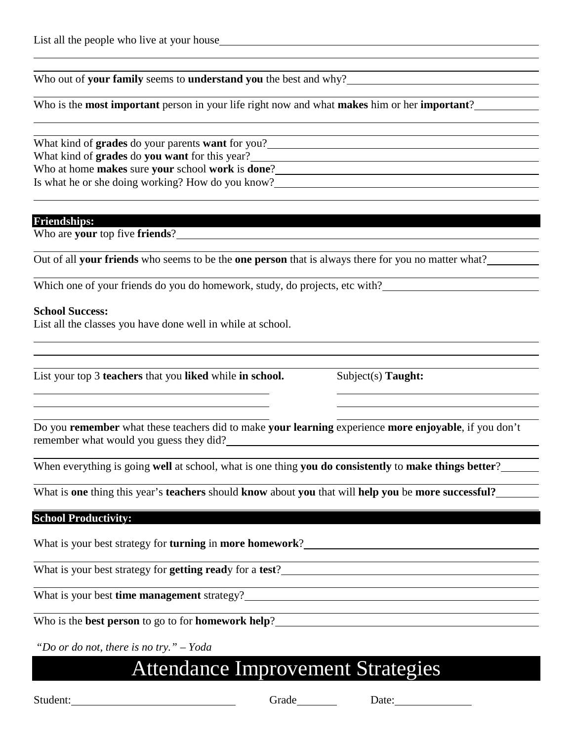List all the people who live at your house

Who out of **your family** seems to **understand you** the best and why?

Who is the **most important** person in your life right now and what **makes** him or her **important**?

What kind of **grades** do your parents **want** for you?
What kind of **grades** do **you want** for this year?
Who at home **makes** sure **your** school **work** is **done**?
Is what he or she doing working? How do you know?

## Friendships:

Who are **your** top five **friends**?

Out of all **your friends** who seems to be the **one person** that is always there for you no matter what?

Which one of your friends do you do homework, study, do projects, etc with?

**School Success:**

List all the classes you have done well in while at school.

| List your top 3 **teachers** that you **liked** while **in school.** | Subject(s) **Taught:** |
|---|---|
| | |
| | |
| | |

Do you **remember** what these teachers did to make **your learning** experience **more enjoyable**, if you don't remember what would you guess they did?

When everything is going **well** at school, what is one thing **you do consistently** to **make things better**?

What is **one** thing this year's **teachers** should **know** about **you** that will **help you** be **more successful?**

## School Productivity:

What is your best strategy for **turning** in **more homework**?

What is your best strategy for **getting read**y for a **test**?

What is your best **time management** strategy?

Who is the **best person** to go to for **homework help**?

*"Do or do not, there is no try." – Yoda*

# Attendance Improvement Strategies

Student: Grade Date: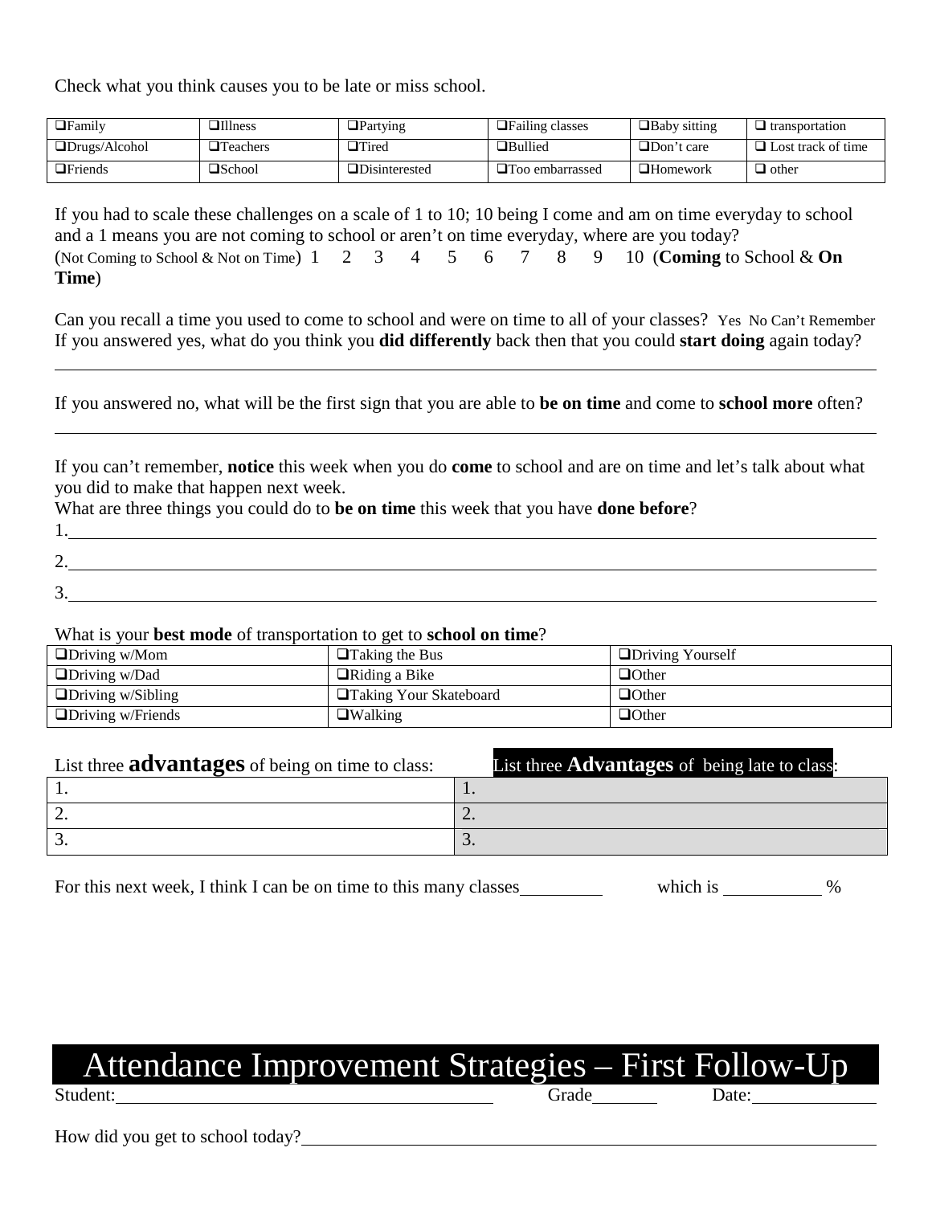Check what you think causes you to be late or miss school.

| ❑Family | ❑Illness | ❑Partying | ❑Failing classes | ❑Baby sitting | ❑ transportation |
|---|---|---|---|---|---|
| ❑Drugs/Alcohol | ❑Teachers | ❑Tired | ❑Bullied | ❑Don't care | ❑ Lost track of time |
| ❑Friends | ❑School | ❑Disinterested | ❑Too embarrassed | ❑Homework | ❑ other |

If you had to scale these challenges on a scale of 1 to 10; 10 being I come and am on time everyday to school and a 1 means you are not coming to school or aren't on time everyday, where are you today?
(Not Coming to School & Not on Time) 1 2 3 4 5 6 7 8 9 10 (**Coming** to School & **On Time**)

Can you recall a time you used to come to school and were on time to all of your classes? Yes No Can't Remember
If you answered yes, what do you think you **did differently** back then that you could **start doing** again today?

_______________________________________________

If you answered no, what will be the first sign that you are able to **be on time** and come to **school more** often?

_______________________________________________

If you can't remember, **notice** this week when you do **come** to school and are on time and let's talk about what you did to make that happen next week.
What are three things you could do to **be on time** this week that you have **done before**?
1. _______________________________________________
2. _______________________________________________
3. _______________________________________________

What is your **best mode** of transportation to get to **school on time**?

| ❑Driving w/Mom | ❑Taking the Bus | ❑Driving Yourself |
|---|---|---|
| ❑Driving w/Dad | ❑Riding a Bike | ❑Other |
| ❑Driving w/Sibling | ❑Taking Your Skateboard | ❑Other |
| ❑Driving w/Friends | ❑Walking | ❑Other |

| List three **advantages** of being on time to class: | List three **Advantages** of being late to class: |
|---|---|
| 1. | 1. |
| 2. | 2. |
| 3. | 3. |

For this next week, I think I can be on time to this many classes__________ which is __________ %

# Attendance Improvement Strategies – First Follow-Up

Student:______________________________ Grade________ Date:____________

How did you get to school today?______________________________________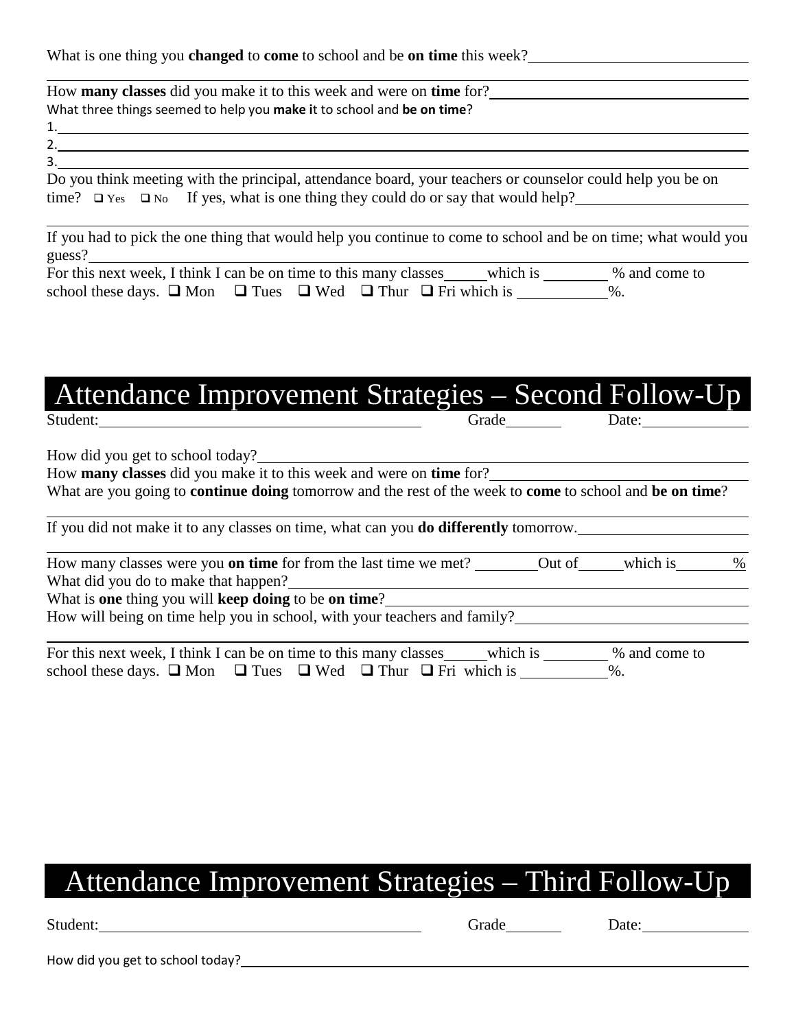What is one thing you **changed** to **come** to school and be **on time** this week?\_\_\_\_\_\_\_\_\_\_\_\_\_\_\_\_\_\_\_\_\_\_\_\_\_\_\_\_

\_\_\_\_\_\_\_\_\_\_\_\_\_\_\_\_\_\_\_\_\_\_\_\_\_\_\_\_\_\_\_\_\_\_\_\_\_\_\_\_\_\_\_\_\_\_\_\_\_\_\_\_\_\_\_\_\_\_\_\_\_\_\_\_\_\_\_\_\_\_\_\_\_\_\_\_\_\_\_\_\_\_\_\_\_\_\_\_\_\_\_\_

How **many classes** did you make it to this week and were on **time** for?\_\_\_\_\_\_\_\_\_\_\_\_\_\_\_\_\_\_\_\_\_\_\_\_\_\_\_\_\_\_\_\_\_\_\_\_

What three things seemed to help you **make i**t to school and **be on time**?

1.\_\_\_\_\_\_\_\_\_\_\_\_\_\_\_\_\_\_\_\_\_\_\_\_\_\_\_\_\_\_\_\_\_\_\_\_\_\_\_\_\_\_\_\_\_\_\_\_\_\_\_\_\_\_\_\_\_\_\_\_\_\_\_\_\_\_\_\_\_\_\_\_\_\_\_\_\_\_\_\_\_\_\_\_\_\_\_\_\_\_\_\_

2.\_\_\_\_\_\_\_\_\_\_\_\_\_\_\_\_\_\_\_\_\_\_\_\_\_\_\_\_\_\_\_\_\_\_\_\_\_\_\_\_\_\_\_\_\_\_\_\_\_\_\_\_\_\_\_\_\_\_\_\_\_\_\_\_\_\_\_\_\_\_\_\_\_\_\_\_\_\_\_\_\_\_\_\_\_\_\_\_\_\_\_\_

3.\_\_\_\_\_\_\_\_\_\_\_\_\_\_\_\_\_\_\_\_\_\_\_\_\_\_\_\_\_\_\_\_\_\_\_\_\_\_\_\_\_\_\_\_\_\_\_\_\_\_\_\_\_\_\_\_\_\_\_\_\_\_\_\_\_\_\_\_\_\_\_\_\_\_\_\_\_\_\_\_\_\_\_\_\_\_\_\_\_\_\_\_

Do you think meeting with the principal, attendance board, your teachers or counselor could help you be on time? ❑ Yes ❑ No If yes, what is one thing they could do or say that would help?\_\_\_\_\_\_\_\_\_\_\_\_\_\_\_\_\_\_\_\_\_\_

\_\_\_\_\_\_\_\_\_\_\_\_\_\_\_\_\_\_\_\_\_\_\_\_\_\_\_\_\_\_\_\_\_\_\_\_\_\_\_\_\_\_\_\_\_\_\_\_\_\_\_\_\_\_\_\_\_\_\_\_\_\_\_\_\_\_\_\_\_\_\_\_\_\_\_\_\_\_\_\_\_\_\_\_\_\_\_\_\_\_\_\_

If you had to pick the one thing that would help you continue to come to school and be on time; what would you guess?\_\_\_\_\_\_\_\_\_\_\_\_\_\_\_\_\_\_\_\_\_\_\_\_\_\_\_\_\_\_\_\_\_\_\_\_\_\_\_\_\_\_\_\_\_\_\_\_\_\_\_\_\_\_\_\_\_\_\_\_\_\_\_\_\_\_\_\_\_\_\_\_\_\_\_\_\_\_\_\_

For this next week, I think I can be on time to this many classes\_\_\_\_\_which is \_\_\_\_\_\_\_\_ % and come to school these days. ❑ Mon ❑ Tues ❑ Wed ❑ Thur ❑ Fri which is \_\_\_\_\_\_\_\_\_\_\_%.

# Attendance Improvement Strategies – Second Follow-Up

Student:\_\_\_\_\_\_\_\_\_\_\_\_\_\_\_\_\_\_\_\_\_\_\_\_\_\_\_\_\_\_\_\_\_\_\_\_\_\_\_\_\_\_ Grade\_\_\_\_\_\_\_ Date:\_\_\_\_\_\_\_\_\_\_\_\_\_\_

How did you get to school today?\_\_\_\_\_\_\_\_\_\_\_\_\_\_\_\_\_\_\_\_\_\_\_\_\_\_\_\_\_\_\_\_\_\_\_\_\_\_\_\_\_\_\_\_\_\_\_\_\_\_\_\_\_\_\_\_\_\_\_\_\_\_\_\_\_\_\_\_\_

How **many classes** did you make it to this week and were on **time** for?\_\_\_\_\_\_\_\_\_\_\_\_\_\_\_\_\_\_\_\_\_\_\_\_\_\_\_\_\_\_\_\_\_\_\_\_

What are you going to **continue doing** tomorrow and the rest of the week to **come** to school and **be on time**?

\_\_\_\_\_\_\_\_\_\_\_\_\_\_\_\_\_\_\_\_\_\_\_\_\_\_\_\_\_\_\_\_\_\_\_\_\_\_\_\_\_\_\_\_\_\_\_\_\_\_\_\_\_\_\_\_\_\_\_\_\_\_\_\_\_\_\_\_\_\_\_\_\_\_\_\_\_\_\_\_\_\_\_\_\_\_\_\_\_\_\_\_

If you did not make it to any classes on time, what can you **do differently** tomorrow.\_\_\_\_\_\_\_\_\_\_\_\_\_\_\_\_\_\_\_\_\_\_

\_\_\_\_\_\_\_\_\_\_\_\_\_\_\_\_\_\_\_\_\_\_\_\_\_\_\_\_\_\_\_\_\_\_\_\_\_\_\_\_\_\_\_\_\_\_\_\_\_\_\_\_\_\_\_\_\_\_\_\_\_\_\_\_\_\_\_\_\_\_\_\_\_\_\_\_\_\_\_\_\_\_\_\_\_\_\_\_\_\_\_\_

How many classes were you **on time** for from the last time we met? \_\_\_\_\_\_\_\_Out of\_\_\_\_\_\_which is\_\_\_\_\_\_\_%

What did you do to make that happen?\_\_\_\_\_\_\_\_\_\_\_\_\_\_\_\_\_\_\_\_\_\_\_\_\_\_\_\_\_\_\_\_\_\_\_\_\_\_\_\_\_\_\_\_\_\_\_\_\_\_\_\_\_\_\_\_\_\_\_\_\_\_\_

What is **one** thing you will **keep doing** to be **on time**?\_\_\_\_\_\_\_\_\_\_\_\_\_\_\_\_\_\_\_\_\_\_\_\_\_\_\_\_\_\_\_\_\_\_\_\_\_\_\_\_\_\_\_\_\_\_

How will being on time help you in school, with your teachers and family?\_\_\_\_\_\_\_\_\_\_\_\_\_\_\_\_\_\_\_\_\_\_\_\_\_\_\_\_\_\_\_

\_\_\_\_\_\_\_\_\_\_\_\_\_\_\_\_\_\_\_\_\_\_\_\_\_\_\_\_\_\_\_\_\_\_\_\_\_\_\_\_\_\_\_\_\_\_\_\_\_\_\_\_\_\_\_\_\_\_\_\_\_\_\_\_\_\_\_\_\_\_\_\_\_\_\_\_\_\_\_\_\_\_\_\_\_\_\_\_\_\_\_\_

For this next week, I think I can be on time to this many classes\_\_\_\_\_\_which is \_\_\_\_\_\_\_\_ % and come to school these days. ❑ Mon ❑ Tues ❑ Wed ❑ Thur ❑ Fri which is \_\_\_\_\_\_\_\_\_\_\_%.

# Attendance Improvement Strategies – Third Follow-Up

Student:\_\_\_\_\_\_\_\_\_\_\_\_\_\_\_\_\_\_\_\_\_\_\_\_\_\_\_\_\_\_\_\_\_\_\_\_\_\_\_\_\_\_ Grade\_\_\_\_\_\_\_ Date:\_\_\_\_\_\_\_\_\_\_\_\_\_\_

How did you get to school today?\_\_\_\_\_\_\_\_\_\_\_\_\_\_\_\_\_\_\_\_\_\_\_\_\_\_\_\_\_\_\_\_\_\_\_\_\_\_\_\_\_\_\_\_\_\_\_\_\_\_\_\_\_\_\_\_\_\_\_\_\_\_\_\_\_\_\_\_\_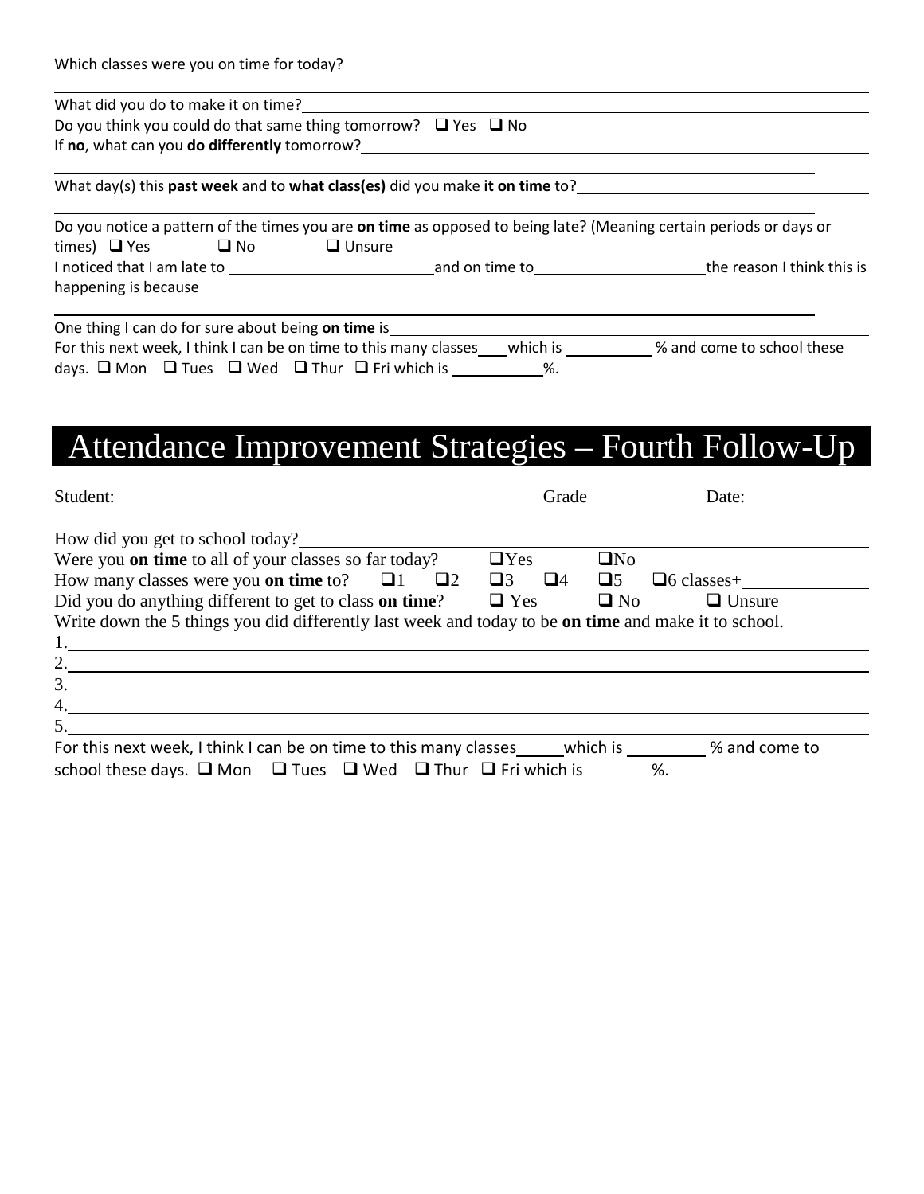Which classes were you on time for today?\_\_\_\_\_\_\_\_\_\_\_\_\_\_\_\_\_\_\_\_\_\_\_\_\_\_\_\_\_\_\_\_\_\_\_\_\_\_\_\_\_\_\_\_\_\_\_\_\_\_\_\_\_\_\_\_\_\_\_\_

\_\_\_\_\_\_\_\_\_\_\_\_\_\_\_\_\_\_\_\_\_\_\_\_\_\_\_\_\_\_\_\_\_\_\_\_\_\_\_\_\_\_\_\_\_\_\_\_\_\_\_\_\_\_\_\_\_\_\_\_\_\_\_\_\_\_\_\_\_\_\_\_\_\_\_\_\_\_\_\_\_\_\_\_\_\_\_\_\_\_\_\_\_\_\_\_\_\_\_\_

What did you do to make it on time?\_\_\_\_\_\_\_\_\_\_\_\_\_\_\_\_\_\_\_\_\_\_\_\_\_\_\_\_\_\_\_\_\_\_\_\_\_\_\_\_\_\_\_\_\_\_\_\_\_\_\_\_\_\_\_\_\_\_\_\_\_\_

Do you think you could do that same thing tomorrow? ☐ Yes ☐ No

If **no**, what can you **do differently** tomorrow?\_\_\_\_\_\_\_\_\_\_\_\_\_\_\_\_\_\_\_\_\_\_\_\_\_\_\_\_\_\_\_\_\_\_\_\_\_\_\_\_\_\_\_\_\_\_\_\_\_\_\_\_\_

\_\_\_\_\_\_\_\_\_\_\_\_\_\_\_\_\_\_\_\_\_\_\_\_\_\_\_\_\_\_\_\_\_\_\_\_\_\_\_\_\_\_\_\_\_\_\_\_\_\_\_\_\_\_\_\_\_\_\_\_\_\_\_\_\_\_\_\_\_\_\_\_\_\_\_\_\_\_\_\_\_\_\_\_\_\_\_\_\_\_\_\_\_\_

What day(s) this **past week** and to **what class(es)** did you make **it on time** to?\_\_\_\_\_\_\_\_\_\_\_\_\_\_\_\_\_\_\_\_\_\_\_\_\_\_\_\_\_\_

\_\_\_\_\_\_\_\_\_\_\_\_\_\_\_\_\_\_\_\_\_\_\_\_\_\_\_\_\_\_\_\_\_\_\_\_\_\_\_\_\_\_\_\_\_\_\_\_\_\_\_\_\_\_\_\_\_\_\_\_\_\_\_\_\_\_\_\_\_\_\_\_\_\_\_\_\_\_\_\_\_\_\_\_\_\_\_\_\_\_\_\_\_\_

Do you notice a pattern of the times you are **on time** as opposed to being late? (Meaning certain periods or days or times) ☐ Yes ☐ No ☐ Unsure

I noticed that I am late to \_\_\_\_\_\_\_\_\_\_\_\_\_\_\_\_\_\_\_\_\_\_\_\_\_\_ and on time to\_\_\_\_\_\_\_\_\_\_\_\_\_\_\_\_\_\_\_\_\_\_\_ the reason I think this is happening is because\_\_\_\_\_\_\_\_\_\_\_\_\_\_\_\_\_\_\_\_\_\_\_\_\_\_\_\_\_\_\_\_\_\_\_\_\_\_\_\_\_\_\_\_\_\_\_\_\_\_\_\_\_\_\_\_\_\_\_\_\_\_\_\_\_\_

\_\_\_\_\_\_\_\_\_\_\_\_\_\_\_\_\_\_\_\_\_\_\_\_\_\_\_\_\_\_\_\_\_\_\_\_\_\_\_\_\_\_\_\_\_\_\_\_\_\_\_\_\_\_\_\_\_\_\_\_\_\_\_\_\_\_\_\_\_\_\_\_\_\_\_\_\_\_\_\_\_\_\_\_\_\_\_\_\_\_\_\_\_\_

One thing I can do for sure about being **on time** is\_\_\_\_\_\_\_\_\_\_\_\_\_\_\_\_\_\_\_\_\_\_\_\_\_\_\_\_\_\_\_\_\_\_\_\_\_\_\_\_\_\_\_\_\_\_\_\_\_\_\_

For this next week, I think I can be on time to this many classes\_\_\_\_ which is \_\_\_\_\_\_\_\_\_\_ % and come to school these days. ☐ Mon ☐ Tues ☐ Wed ☐ Thur ☐ Fri which is \_\_\_\_\_\_\_\_\_\_\_%.

# Attendance Improvement Strategies – Fourth Follow-Up

Student:\_\_\_\_\_\_\_\_\_\_\_\_\_\_\_\_\_\_\_\_\_\_\_\_\_\_\_\_\_\_\_\_\_\_\_\_\_\_\_\_\_\_ Grade\_\_\_\_\_\_\_\_ Date:\_\_\_\_\_\_\_\_\_\_\_\_\_\_

How did you get to school today?\_\_\_\_\_\_\_\_\_\_\_\_\_\_\_\_\_\_\_\_\_\_\_\_\_\_\_\_\_\_\_\_\_\_\_\_\_\_\_\_\_\_\_\_\_\_\_\_\_\_\_\_\_\_\_\_\_\_\_\_\_\_

Were you **on time** to all of your classes so far today? ☐Yes ☐No

How many classes were you **on time** to? ☐1 ☐2 ☐3 ☐4 ☐5 ☐6 classes+\_\_\_\_\_\_\_\_\_\_\_\_\_\_

Did you do anything different to get to class **on time**? ☐ Yes ☐ No ☐ Unsure

Write down the 5 things you did differently last week and today to be **on time** and make it to school.

1.\_\_\_\_\_\_\_\_\_\_\_\_\_\_\_\_\_\_\_\_\_\_\_\_\_\_\_\_\_\_\_\_\_\_\_\_\_\_\_\_\_\_\_\_\_\_\_\_\_\_\_\_\_\_\_\_\_\_\_\_\_\_\_\_\_\_\_\_\_\_\_\_\_\_\_\_\_\_\_\_\_\_\_\_\_\_\_\_\_\_\_

2.\_\_\_\_\_\_\_\_\_\_\_\_\_\_\_\_\_\_\_\_\_\_\_\_\_\_\_\_\_\_\_\_\_\_\_\_\_\_\_\_\_\_\_\_\_\_\_\_\_\_\_\_\_\_\_\_\_\_\_\_\_\_\_\_\_\_\_\_\_\_\_\_\_\_\_\_\_\_\_\_\_\_\_\_\_\_\_\_\_\_\_

3.\_\_\_\_\_\_\_\_\_\_\_\_\_\_\_\_\_\_\_\_\_\_\_\_\_\_\_\_\_\_\_\_\_\_\_\_\_\_\_\_\_\_\_\_\_\_\_\_\_\_\_\_\_\_\_\_\_\_\_\_\_\_\_\_\_\_\_\_\_\_\_\_\_\_\_\_\_\_\_\_\_\_\_\_\_\_\_\_\_\_\_

4.\_\_\_\_\_\_\_\_\_\_\_\_\_\_\_\_\_\_\_\_\_\_\_\_\_\_\_\_\_\_\_\_\_\_\_\_\_\_\_\_\_\_\_\_\_\_\_\_\_\_\_\_\_\_\_\_\_\_\_\_\_\_\_\_\_\_\_\_\_\_\_\_\_\_\_\_\_\_\_\_\_\_\_\_\_\_\_\_\_\_\_

5.\_\_\_\_\_\_\_\_\_\_\_\_\_\_\_\_\_\_\_\_\_\_\_\_\_\_\_\_\_\_\_\_\_\_\_\_\_\_\_\_\_\_\_\_\_\_\_\_\_\_\_\_\_\_\_\_\_\_\_\_\_\_\_\_\_\_\_\_\_\_\_\_\_\_\_\_\_\_\_\_\_\_\_\_\_\_\_\_\_\_\_

For this next week, I think I can be on time to this many classes\_\_\_\_\_\_ which is \_\_\_\_\_\_\_\_\_ % and come to school these days. ☐ Mon ☐ Tues ☐ Wed ☐ Thur ☐ Fri which is \_\_\_\_\_\_\_%.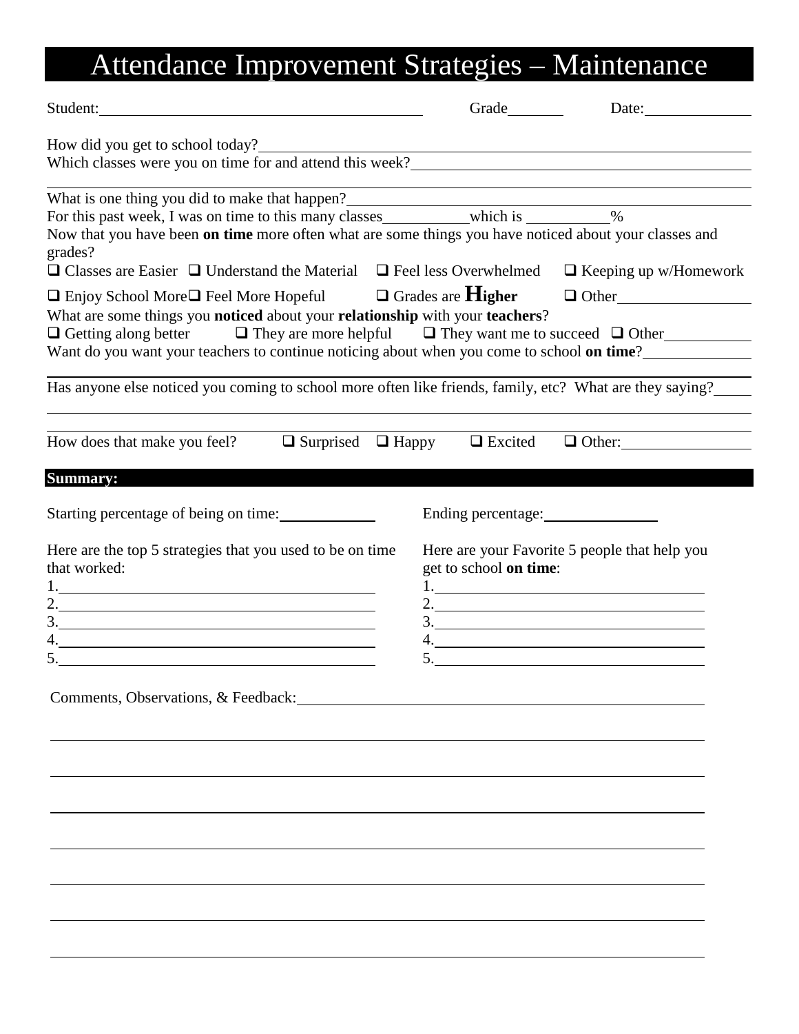# Attendance Improvement Strategies – Maintenance

Student: ______________________ Grade ________ Date: ____________

How did you get to school today? ______________________

Which classes were you on time for and attend this week? ______________________

______________________

What is one thing you did to make that happen? ______________________

For this past week, I was on time to this many classes __________ which is __________ %

Now that you have been **on time** more often what are some things you have noticed about your classes and grades?

❑ Classes are Easier ❑ Understand the Material ❑ Feel less Overwhelmed ❑ Keeping up w/Homework

❑ Enjoy School More ❑ Feel More Hopeful ❑ Grades are **Higher** ❑ Other __________

What are some things you **noticed** about your **relationship** with your **teachers**?

❑ Getting along better ❑ They are more helpful ❑ They want me to succeed ❑ Other __________

Want do you want your teachers to continue noticing about when you come to school **on time**? __________

______________________

Has anyone else noticed you coming to school more often like friends, family, etc? What are they saying? ______

______________________

______________________

How does that make you feel? ❑ Surprised ❑ Happy ❑ Excited ❑ Other: __________

## Summary:

Starting percentage of being on time: __________

Ending percentage: __________

Here are the top 5 strategies that you used to be on time that worked:

1. ______________________
2. ______________________
3. ______________________
4. ______________________
5. ______________________

Here are your Favorite 5 people that help you get to school **on time**:

1. ______________________
2. ______________________
3. ______________________
4. ______________________
5. ______________________

Comments, Observations, & Feedback: ______________________

______________________

______________________

______________________

______________________

______________________

______________________

______________________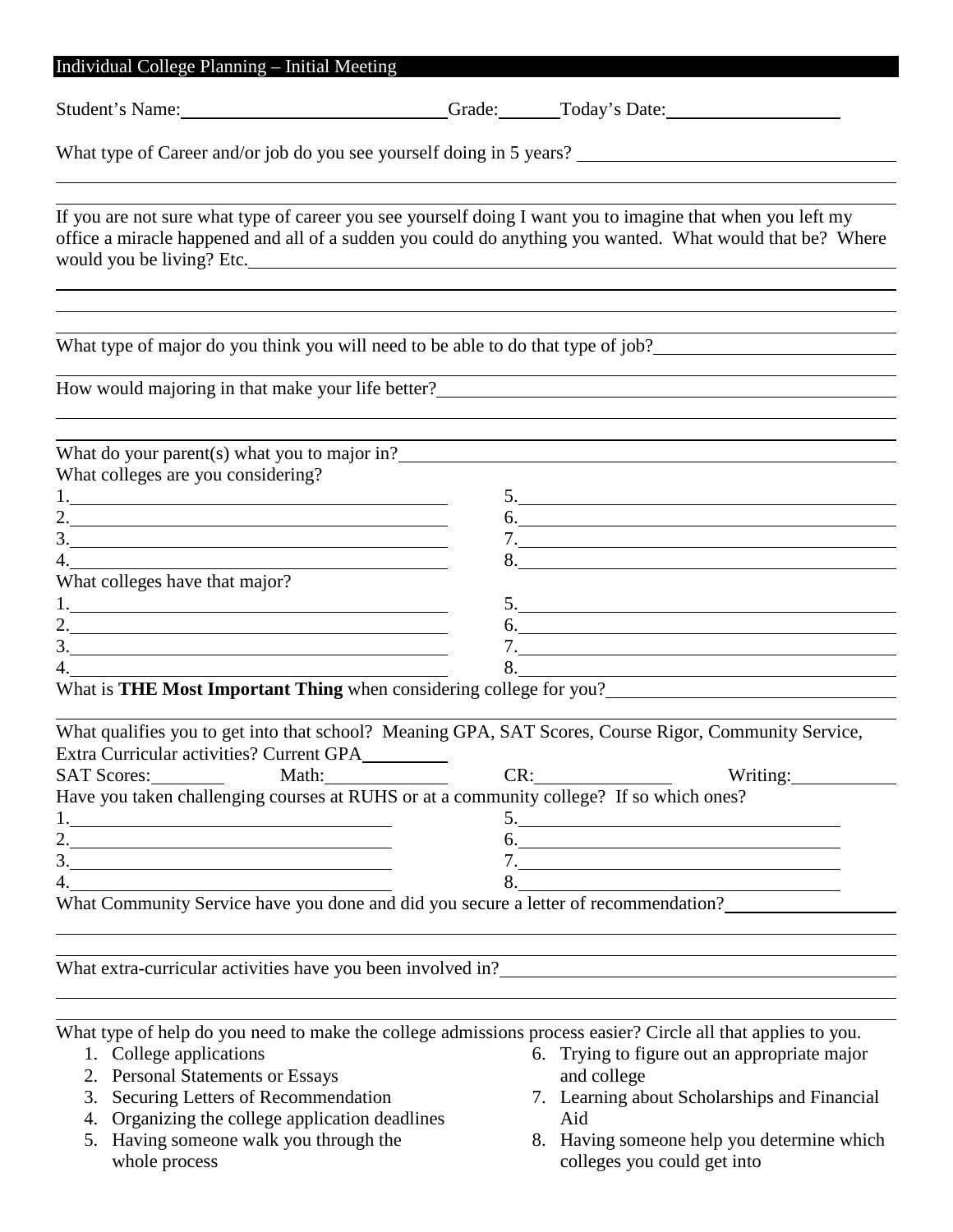## Individual College Planning – Initial Meeting

Student's Name:______________________________ Grade:______ Today's Date:____________________

What type of Career and/or job do you see yourself doing in 5 years? ____________________________________

_____________________________________________________________________________________________

_____________________________________________________________________________________________

If you are not sure what type of career you see yourself doing I want you to imagine that when you left my office a miracle happened and all of a sudden you could do anything you wanted. What would that be? Where would you be living? Etc.___________________________________________________________________

_____________________________________________________________________________________________

_____________________________________________________________________________________________

_____________________________________________________________________________________________

What type of major do you think you will need to be able to do that type of job?___________________________

_____________________________________________________________________________________________

How would majoring in that make your life better?_____________________________________________________

_____________________________________________________________________________________________

_____________________________________________________________________________________________

What do your parent(s) what you to major in?_________________________________________________________

What colleges are you considering?

1.________________________________________ 5.________________________________________
2.________________________________________ 6.________________________________________
3.________________________________________ 7.________________________________________
4.________________________________________ 8.________________________________________

What colleges have that major?

1.________________________________________ 5.________________________________________
2.________________________________________ 6.________________________________________
3.________________________________________ 7.________________________________________
4.________________________________________ 8.________________________________________

What is **THE Most Important Thing** when considering college for you?______________________________

_____________________________________________________________________________________________

What qualifies you to get into that school? Meaning GPA, SAT Scores, Course Rigor, Community Service, Extra Curricular activities? Current GPA__________

SAT Scores:________ Math:_____________ CR:_______________ Writing:____________

Have you taken challenging courses at RUHS or at a community college? If so which ones?

1.__________________________________ 5.__________________________________
2.__________________________________ 6.__________________________________
3.__________________________________ 7.__________________________________
4.__________________________________ 8.__________________________________

What Community Service have you done and did you secure a letter of recommendation?__________________

_____________________________________________________________________________________________

_____________________________________________________________________________________________

What extra-curricular activities have you been involved in?______________________________________________

_____________________________________________________________________________________________

_____________________________________________________________________________________________

What type of help do you need to make the college admissions process easier? Circle all that applies to you.

1. College applications
2. Personal Statements or Essays
3. Securing Letters of Recommendation
4. Organizing the college application deadlines
5. Having someone walk you through the whole process
6. Trying to figure out an appropriate major and college
7. Learning about Scholarships and Financial Aid
8. Having someone help you determine which colleges you could get into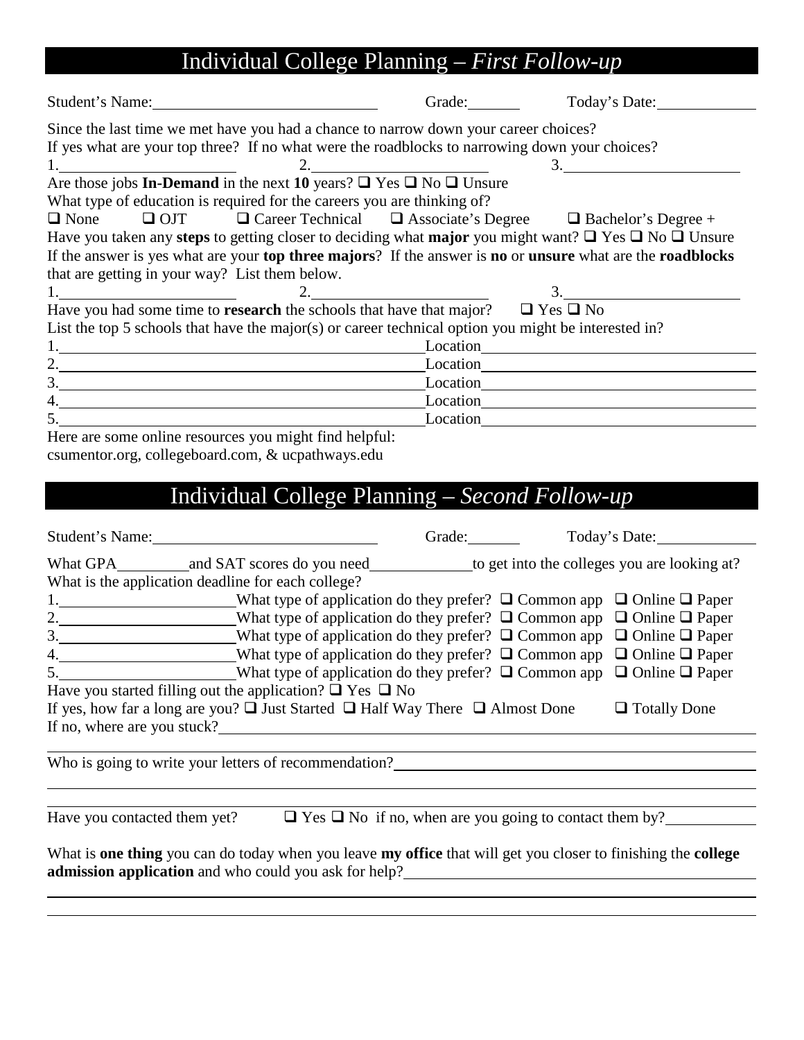# Individual College Planning – *First Follow-up*

Student's Name:______________________________ Grade:_______ Today's Date:_____________

Since the last time we met have you had a chance to narrow down your career choices?
If yes what are your top three? If no what were the roadblocks to narrowing down your choices?

1.______________________ 2.______________________ 3.______________________

Are those jobs **In-Demand** in the next **10** years? ❑ Yes ❑ No ❑ Unsure

What type of education is required for the careers you are thinking of?

❑ None ❑ OJT ❑ Career Technical ❑ Associate's Degree ❑ Bachelor's Degree +

Have you taken any **steps** to getting closer to deciding what **major** you might want? ❑ Yes ❑ No ❑ Unsure

If the answer is yes what are your **top three majors**? If the answer is **no** or **unsure** what are the **roadblocks** that are getting in your way? List them below.

1.______________________ 2.______________________ 3.______________________

Have you had some time to **research** the schools that have that major? ❑ Yes ❑ No

List the top 5 schools that have the major(s) or career technical option you might be interested in?

1.______________________________________________ Location________________________________
2.______________________________________________ Location________________________________
3.______________________________________________ Location________________________________
4.______________________________________________ Location________________________________
5.______________________________________________ Location________________________________

Here are some online resources you might find helpful:
csumentor.org, collegeboard.com, & ucpathways.edu

# Individual College Planning – *Second Follow-up*

Student's Name:______________________________ Grade:_______ Today's Date:_____________

What GPA_________ and SAT scores do you need_____________ to get into the colleges you are looking at?

What is the application deadline for each college?

1.______________________ What type of application do they prefer? ❑ Common app ❑ Online ❑ Paper
2.______________________ What type of application do they prefer? ❑ Common app ❑ Online ❑ Paper
3.______________________ What type of application do they prefer? ❑ Common app ❑ Online ❑ Paper
4.______________________ What type of application do they prefer? ❑ Common app ❑ Online ❑ Paper
5.______________________ What type of application do they prefer? ❑ Common app ❑ Online ❑ Paper

Have you started filling out the application? ❑ Yes ❑ No

If yes, how far a long are you? ❑ Just Started ❑ Half Way There ❑ Almost Done ❑ Totally Done

If no, where are you stuck?________________________________________________________________

__________________________________________________________________________________________

Who is going to write your letters of recommendation?_____________________________________________

__________________________________________________________________________________________

__________________________________________________________________________________________

Have you contacted them yet? ❑ Yes ❑ No if no, when are you going to contact them by?___________

What is **one thing** you can do today when you leave **my office** that will get you closer to finishing the **college admission application** and who could you ask for help?_____________________________________________

__________________________________________________________________________________________

__________________________________________________________________________________________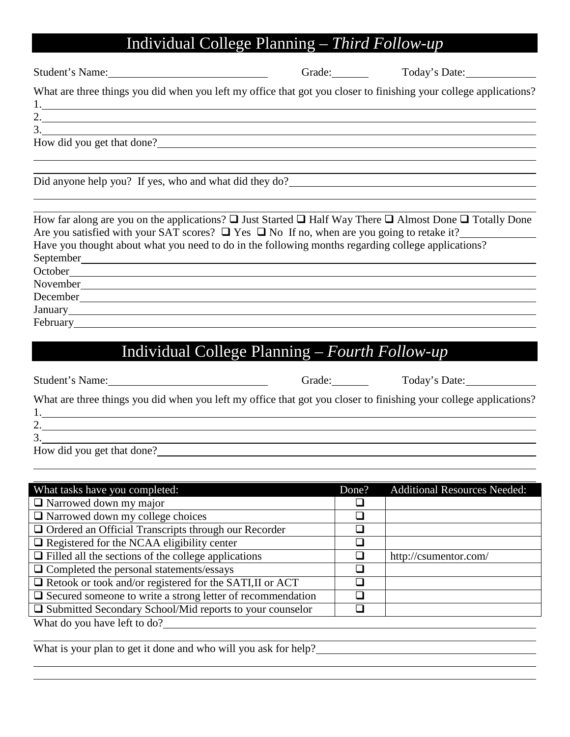# Individual College Planning – *Third Follow-up*

Student's Name:______________________________ Grade:_______ Today's Date:_____________

What are three things you did when you left my office that got you closer to finishing your college applications?

1.________________________________________________________________________________________________

2.________________________________________________________________________________________________

3.________________________________________________________________________________________________

How did you get that done?____________________________________________________________________

__________________________________________________________________________________________________

__________________________________________________________________________________________________

Did anyone help you? If yes, who and what did they do?____________________________________________

__________________________________________________________________________________________________

__________________________________________________________________________________________________

How far along are you on the applications? ☐ Just Started ☐ Half Way There ☐ Almost Done ☐ Totally Done

Are you satisfied with your SAT scores? ☐ Yes ☐ No If no, when are you going to retake it?_____________

Have you thought about what you need to do in the following months regarding college applications?

September_________________________________________________________________________________________

October___________________________________________________________________________________________

November__________________________________________________________________________________________

December__________________________________________________________________________________________

January___________________________________________________________________________________________

February__________________________________________________________________________________________

# Individual College Planning – *Fourth Follow-up*

Student's Name:______________________________ Grade:_______ Today's Date:_____________

What are three things you did when you left my office that got you closer to finishing your college applications?

1.________________________________________________________________________________________________

2.________________________________________________________________________________________________

3.________________________________________________________________________________________________

How did you get that done?____________________________________________________________________

__________________________________________________________________________________________________

__________________________________________________________________________________________________

| What tasks have you completed: | Done? | Additional Resources Needed: |
|---|---|---|
| ☐ Narrowed down my major | ☐ | |
| ☐ Narrowed down my college choices | ☐ | |
| ☐ Ordered an Official Transcripts through our Recorder | ☐ | |
| ☐ Registered for the NCAA eligibility center | ☐ | |
| ☐ Filled all the sections of the college applications | ☐ | http://csumentor.com/ |
| ☐ Completed the personal statements/essays | ☐ | |
| ☐ Retook or took and/or registered for the SATI,II or ACT | ☐ | |
| ☐ Secured someone to write a strong letter of recommendation | ☐ | |
| ☐ Submitted Secondary School/Mid reports to your counselor | ☐ | |

What do you have left to do?__________________________________________________________________

__________________________________________________________________________________________________

What is your plan to get it done and who will you ask for help?_____________________________________

__________________________________________________________________________________________________

__________________________________________________________________________________________________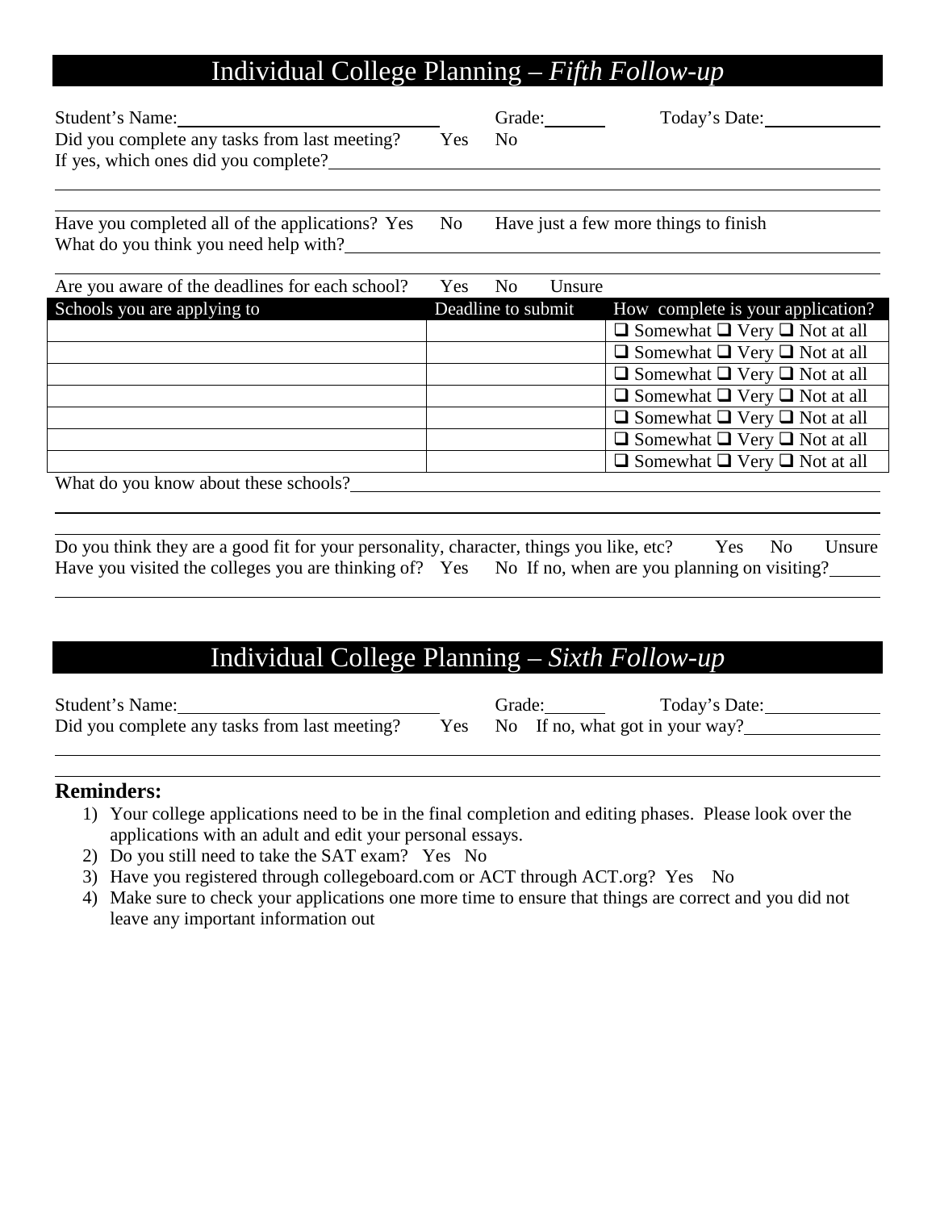# Individual College Planning – *Fifth Follow-up*

Student's Name:\_\_\_\_\_\_\_\_\_\_\_\_\_\_\_\_\_\_\_\_ Grade:\_\_\_\_\_\_ Today's Date:\_\_\_\_\_\_\_\_\_\_

Did you complete any tasks from last meeting? Yes No

If yes, which ones did you complete?\_\_\_\_\_\_\_\_\_\_\_\_\_\_\_\_\_\_\_\_\_\_\_\_\_\_\_\_\_\_

Have you completed all of the applications? Yes No Have just a few more things to finish

What do you think you need help with?\_\_\_\_\_\_\_\_\_\_\_\_\_\_\_\_\_\_\_\_\_\_\_\_\_\_\_\_\_\_

Are you aware of the deadlines for each school? Yes No Unsure

| Schools you are applying to | Deadline to submit | How complete is your application? |
|---|---|---|
| | | ❑ Somewhat ❑ Very ❑ Not at all |
| | | ❑ Somewhat ❑ Very ❑ Not at all |
| | | ❑ Somewhat ❑ Very ❑ Not at all |
| | | ❑ Somewhat ❑ Very ❑ Not at all |
| | | ❑ Somewhat ❑ Very ❑ Not at all |
| | | ❑ Somewhat ❑ Very ❑ Not at all |
| | | ❑ Somewhat ❑ Very ❑ Not at all |

What do you know about these schools?\_\_\_\_\_\_\_\_\_\_\_\_\_\_\_\_\_\_\_\_\_\_\_\_\_\_\_\_\_\_

Do you think they are a good fit for your personality, character, things you like, etc? Yes No Unsure

Have you visited the colleges you are thinking of? Yes No If no, when are you planning on visiting?\_\_\_\_\_\_

# Individual College Planning – *Sixth Follow-up*

Student's Name:\_\_\_\_\_\_\_\_\_\_\_\_\_\_\_\_\_\_\_\_ Grade:\_\_\_\_\_\_ Today's Date:\_\_\_\_\_\_\_\_\_\_

Did you complete any tasks from last meeting? Yes No If no, what got in your way?\_\_\_\_\_\_\_\_\_\_\_\_

## Reminders:

1) Your college applications need to be in the final completion and editing phases. Please look over the applications with an adult and edit your personal essays.
2) Do you still need to take the SAT exam? Yes No
3) Have you registered through collegeboard.com or ACT through ACT.org? Yes No
4) Make sure to check your applications one more time to ensure that things are correct and you did not leave any important information out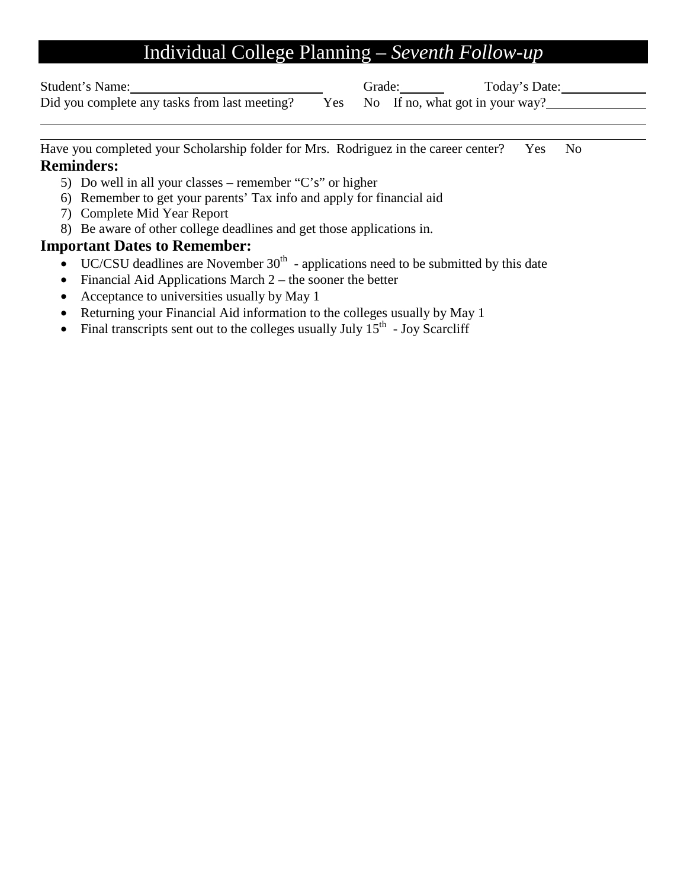# Individual College Planning – *Seventh Follow-up*

Student's Name:\_\_\_\_\_\_\_\_\_\_\_\_\_\_\_\_\_\_\_\_\_\_\_\_\_\_\_\_ Grade:\_\_\_\_\_\_ Today's Date:\_\_\_\_\_\_\_\_\_\_\_\_

Did you complete any tasks from last meeting? Yes No If no, what got in your way?\_\_\_\_\_\_\_\_\_\_\_\_\_\_\_

---

---

Have you completed your Scholarship folder for Mrs. Rodriguez in the career center? Yes No

### Reminders:

5) Do well in all your classes – remember "C's" or higher
6) Remember to get your parents' Tax info and apply for financial aid
7) Complete Mid Year Report
8) Be aware of other college deadlines and get those applications in.

### Important Dates to Remember:

- UC/CSU deadlines are November 30th - applications need to be submitted by this date
- Financial Aid Applications March 2 – the sooner the better
- Acceptance to universities usually by May 1
- Returning your Financial Aid information to the colleges usually by May 1
- Final transcripts sent out to the colleges usually July 15th - Joy Scarcliff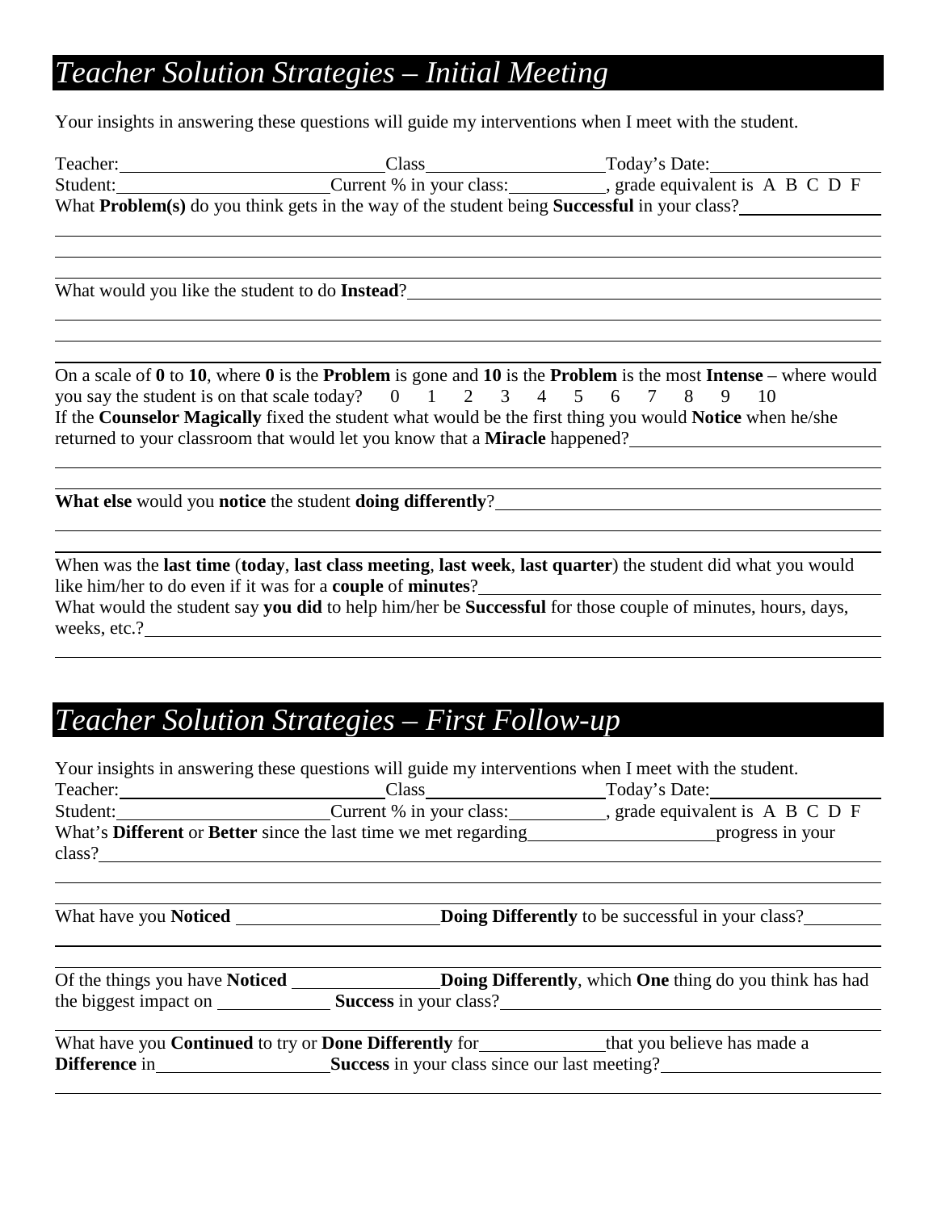## *Teacher Solution Strategies – Initial Meeting*

Your insights in answering these questions will guide my interventions when I meet with the student.

Teacher:\_\_\_\_\_\_\_\_\_\_\_\_\_\_\_\_\_\_\_\_\_\_\_\_\_\_\_\_Class\_\_\_\_\_\_\_\_\_\_\_\_\_\_\_\_\_\_\_\_Today's Date:\_\_\_\_\_\_\_\_\_\_\_\_\_\_\_\_\_\_\_\_
Student:\_\_\_\_\_\_\_\_\_\_\_\_\_\_\_\_\_\_\_\_\_\_\_\_Current % in your class:\_\_\_\_\_\_\_\_\_\_\_, grade equivalent is A B C D F

What **Problem(s)** do you think gets in the way of the student being **Successful** in your class?\_\_\_\_\_\_\_\_\_\_\_\_\_\_\_\_

What would you like the student to do **Instead**?\_\_\_\_\_\_\_\_\_\_\_\_\_\_\_\_\_\_\_\_\_\_\_\_\_\_\_\_\_\_\_\_\_\_\_\_\_\_\_\_\_\_\_\_\_\_\_\_\_\_\_\_\_\_\_\_\_\_

On a scale of **0** to **10**, where **0** is the **Problem** is gone and **10** is the **Problem** is the most **Intense** – where would you say the student is on that scale today? 0 1 2 3 4 5 6 7 8 9 10

If the **Counselor Magically** fixed the student what would be the first thing you would **Notice** when he/she returned to your classroom that would let you know that a **Miracle** happened?\_\_\_\_\_\_\_\_\_\_\_\_\_\_\_\_\_\_\_\_\_\_\_\_\_\_\_\_\_

**What else** would you **notice** the student **doing differently**?\_\_\_\_\_\_\_\_\_\_\_\_\_\_\_\_\_\_\_\_\_\_\_\_\_\_\_\_\_\_\_\_\_\_\_\_\_\_\_\_\_\_\_\_\_\_\_\_

When was the **last time** (**today**, **last class meeting**, **last week**, **last quarter**) the student did what you would like him/her to do even if it was for a **couple** of **minutes**?\_\_\_\_\_\_\_\_\_\_\_\_\_\_\_\_\_\_\_\_\_\_\_\_\_\_\_\_\_\_\_\_\_\_\_\_\_\_\_\_\_\_\_\_\_\_\_\_\_\_\_\_

What would the student say **you did** to help him/her be **Successful** for those couple of minutes, hours, days, weeks, etc.?\_\_\_\_\_\_\_\_\_\_\_\_\_\_\_\_\_\_\_\_\_\_\_\_\_\_\_\_\_\_\_\_\_\_\_\_\_\_\_\_\_\_\_\_\_\_\_\_\_\_\_\_\_\_\_\_\_\_\_\_\_\_\_\_\_\_\_\_\_\_\_\_\_\_\_\_\_\_\_\_\_\_\_\_\_\_\_\_\_\_\_\_

## *Teacher Solution Strategies – First Follow-up*

Your insights in answering these questions will guide my interventions when I meet with the student.

Teacher:\_\_\_\_\_\_\_\_\_\_\_\_\_\_\_\_\_\_\_\_\_\_\_\_\_\_\_\_Class\_\_\_\_\_\_\_\_\_\_\_\_\_\_\_\_\_\_\_\_Today's Date:\_\_\_\_\_\_\_\_\_\_\_\_\_\_\_\_\_\_\_\_
Student:\_\_\_\_\_\_\_\_\_\_\_\_\_\_\_\_\_\_\_\_\_\_\_\_Current % in your class:\_\_\_\_\_\_\_\_\_\_\_, grade equivalent is A B C D F

What's **Different** or **Better** since the last time we met regarding\_\_\_\_\_\_\_\_\_\_\_\_\_\_\_\_\_\_\_\_\_\_progress in your class?\_\_\_\_\_\_\_\_\_\_\_\_\_\_\_\_\_\_\_\_\_\_\_\_\_\_\_\_\_\_\_\_\_\_\_\_\_\_\_\_\_\_\_\_\_\_\_\_\_\_\_\_\_\_\_\_\_\_\_\_\_\_\_\_\_\_\_\_\_\_\_\_\_\_\_\_\_\_\_\_\_\_\_\_\_\_\_\_\_\_\_\_\_\_

What have you **Noticed** \_\_\_\_\_\_\_\_\_\_\_\_\_\_\_\_\_\_\_\_\_\_\_\_**Doing Differently** to be successful in your class?\_\_\_\_\_\_\_\_\_

Of the things you have **Noticed** \_\_\_\_\_\_\_\_\_\_\_\_\_\_\_\_\_\_**Doing Differently**, which **One** thing do you think has had the biggest impact on \_\_\_\_\_\_\_\_\_\_\_\_\_ **Success** in your class?\_\_\_\_\_\_\_\_\_\_\_\_\_\_\_\_\_\_\_\_\_\_\_\_\_\_\_\_\_\_\_\_\_\_\_\_\_\_\_\_\_\_\_\_\_\_\_\_

What have you **Continued** to try or **Done Differently** for\_\_\_\_\_\_\_\_\_\_\_\_\_\_\_that you believe has made a **Difference** in\_\_\_\_\_\_\_\_\_\_\_\_\_\_\_\_\_\_\_\_**Success** in your class since our last meeting?\_\_\_\_\_\_\_\_\_\_\_\_\_\_\_\_\_\_\_\_\_\_\_\_\_\_\_\_\_\_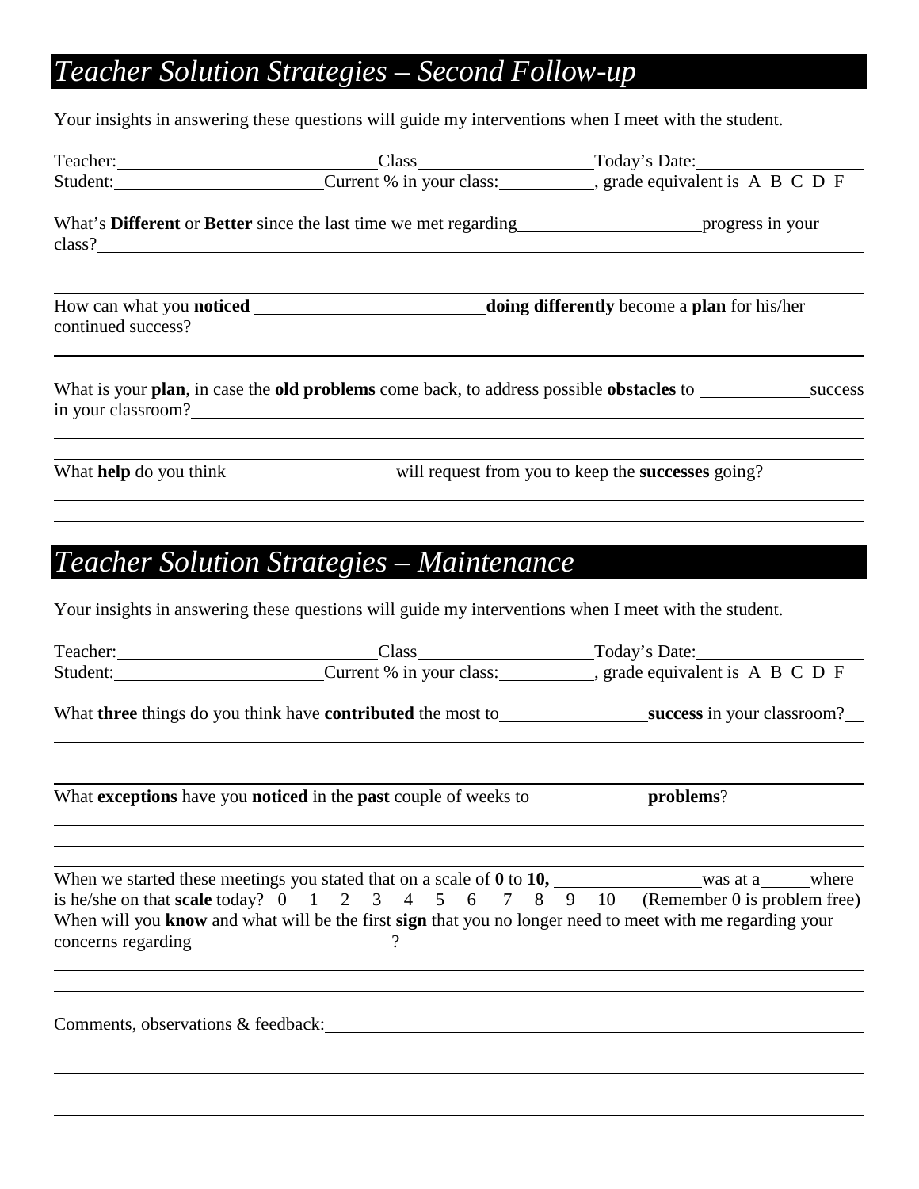# *Teacher Solution Strategies – Second Follow-up*

Your insights in answering these questions will guide my interventions when I meet with the student.

Teacher:\_\_\_\_\_\_\_\_\_\_\_\_\_\_\_\_\_\_\_\_\_\_\_\_\_\_\_\_Class\_\_\_\_\_\_\_\_\_\_\_\_\_\_\_\_\_\_\_\_Today's Date:\_\_\_\_\_\_\_\_\_\_\_\_\_\_\_\_\_\_\_\_
Student:\_\_\_\_\_\_\_\_\_\_\_\_\_\_\_\_\_\_\_\_\_\_\_\_Current % in your class:\_\_\_\_\_\_\_\_\_\_\_, grade equivalent is A B C D F

What's **Different** or **Better** since the last time we met regarding\_\_\_\_\_\_\_\_\_\_\_\_\_\_\_\_\_\_\_\_\_progress in your class?\_\_\_\_\_\_\_\_\_\_\_\_\_\_\_\_\_\_\_\_\_\_\_\_\_\_\_\_\_\_\_\_\_\_\_\_\_\_\_\_\_\_\_\_\_\_\_\_\_\_\_\_\_\_\_\_\_\_\_\_\_\_\_\_\_\_\_\_\_\_\_\_\_\_\_\_\_\_

How can what you **noticed** \_\_\_\_\_\_\_\_\_\_\_\_\_\_\_\_\_\_\_\_\_\_\_\_\_\_\_**doing differently** become a **plan** for his/her continued success?\_\_\_\_\_\_\_\_\_\_\_\_\_\_\_\_\_\_\_\_\_\_\_\_\_\_\_\_\_\_\_\_\_\_\_\_\_\_\_\_\_\_\_\_\_\_\_\_\_\_\_\_\_\_\_\_\_\_\_\_\_\_\_\_\_\_\_\_\_\_\_\_\_\_

What is your **plan**, in case the **old problems** come back, to address possible **obstacles** to \_\_\_\_\_\_\_\_\_\_\_\_\_success in your classroom?\_\_\_\_\_\_\_\_\_\_\_\_\_\_\_\_\_\_\_\_\_\_\_\_\_\_\_\_\_\_\_\_\_\_\_\_\_\_\_\_\_\_\_\_\_\_\_\_\_\_\_\_\_\_\_\_\_\_\_\_\_\_\_\_\_\_\_\_\_

What **help** do you think \_\_\_\_\_\_\_\_\_\_\_\_\_\_\_\_\_\_\_ will request from you to keep the **successes** going? \_\_\_\_\_\_\_\_\_\_\_

# *Teacher Solution Strategies – Maintenance*

Your insights in answering these questions will guide my interventions when I meet with the student.

Teacher:\_\_\_\_\_\_\_\_\_\_\_\_\_\_\_\_\_\_\_\_\_\_\_\_\_\_\_\_Class\_\_\_\_\_\_\_\_\_\_\_\_\_\_\_\_\_\_\_\_Today's Date:\_\_\_\_\_\_\_\_\_\_\_\_\_\_\_\_\_\_\_\_
Student:\_\_\_\_\_\_\_\_\_\_\_\_\_\_\_\_\_\_\_\_\_\_\_\_Current % in your class:\_\_\_\_\_\_\_\_\_\_\_, grade equivalent is A B C D F

What **three** things do you think have **contributed** the most to\_\_\_\_\_\_\_\_\_\_\_\_\_\_\_\_\_**success** in your classroom?\_\_

What **exceptions** have you **noticed** in the **past** couple of weeks to \_\_\_\_\_\_\_\_\_\_\_\_\_**problems**?\_\_\_\_\_\_\_\_\_\_\_\_\_\_\_

When we started these meetings you stated that on a scale of **0** to **10,** \_\_\_\_\_\_\_\_\_\_\_\_\_\_\_\_\_was at a\_\_\_\_\_where is he/she on that **scale** today? 0 1 2 3 4 5 6 7 8 9 10 (Remember 0 is problem free)
When will you **know** and what will be the first **sign** that you no longer need to meet with me regarding your concerns regarding\_\_\_\_\_\_\_\_\_\_\_\_\_\_\_\_\_\_\_\_\_\_?\_\_\_\_\_\_\_\_\_\_\_\_\_\_\_\_\_\_\_\_\_\_\_\_\_\_\_\_\_\_\_\_\_\_\_\_\_\_\_\_\_\_\_\_\_\_\_\_\_\_\_

Comments, observations & feedback:\_\_\_\_\_\_\_\_\_\_\_\_\_\_\_\_\_\_\_\_\_\_\_\_\_\_\_\_\_\_\_\_\_\_\_\_\_\_\_\_\_\_\_\_\_\_\_\_\_\_\_\_\_\_\_\_\_\_\_\_\_\_\_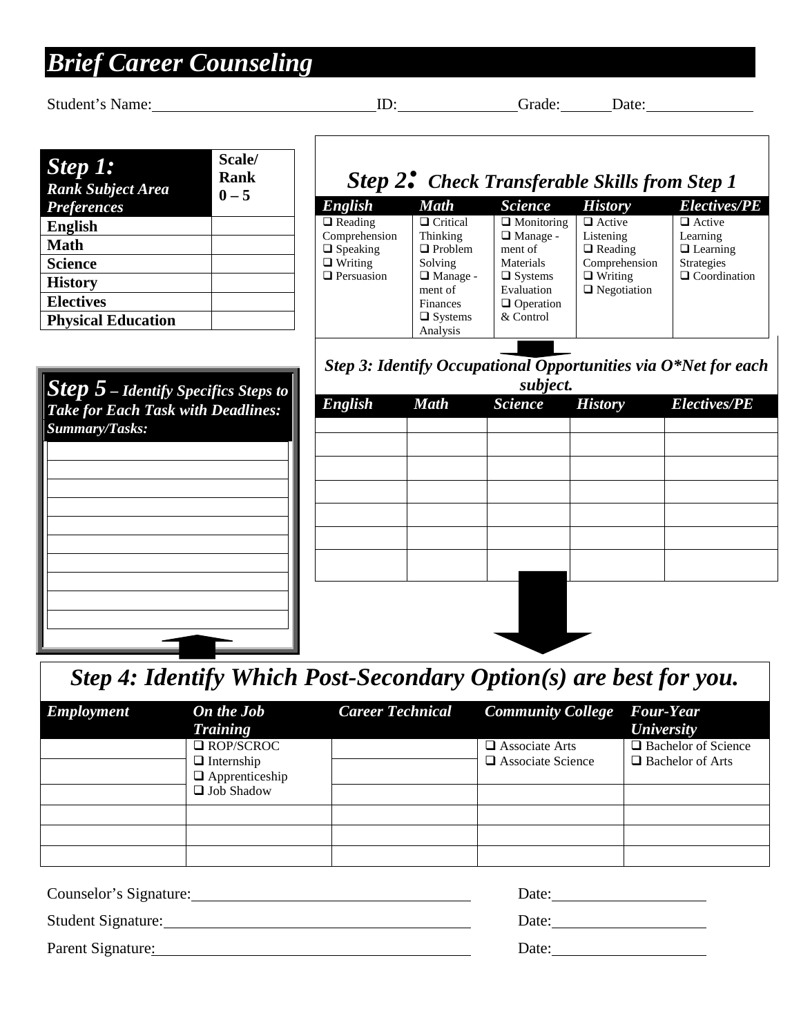# Brief Career Counseling

Student's Name: ______________________ ID: ____________ Grade: ______ Date: ____________

| ***Step 1:*** ***Rank Subject Area Preferences*** | **Scale/ Rank 0 – 5** |
|---|---|
| **English** | |
| **Math** | |
| **Science** | |
| **History** | |
| **Electives** | |
| **Physical Education** | |

## *Step 2: Check Transferable Skills from Step 1*

| *English* | *Math* | *Science* | *History* | *Electives/PE* |
|---|---|---|---|---|
| ❑ Reading Comprehension<br>❑ Speaking<br>❑ Writing<br>❑ Persuasion | ❑ Critical Thinking<br>❑ Problem Solving<br>❑ Manage - ment of Finances<br>❑ Systems Analysis | ❑ Monitoring<br>❑ Manage - ment of Materials<br>❑ Systems Evaluation<br>❑ Operation & Control | ❑ Active Listening<br>❑ Reading Comprehension<br>❑ Writing<br>❑ Negotiation | ❑ Active Learning<br>❑ Learning Strategies<br>❑ Coordination |

### *Step 3: Identify Occupational Opportunities via O\*Net for each subject.*

| *English* | *Math* | *Science* | *History* | *Electives/PE* |
|---|---|---|---|---|
| | | | | |
| | | | | |
| | | | | |
| | | | | |
| | | | | |
| | | | | |
| | | | | |

### *Step 5 – Identify Specifics Steps to Take for Each Task with Deadlines:*

*Summary/Tasks:*

| |
|---|
| |
| |
| |
| |
| |
| |
| |
| |
| |
| |

## *Step 4: Identify Which Post-Secondary Option(s) are best for you.*

| *Employment* | *On the Job Training* | *Career Technical* | *Community College* | *Four-Year University* |
|---|---|---|---|---|
| | ❑ ROP/SCROC<br>❑ Internship<br>❑ Apprenticeship<br>❑ Job Shadow | | ❑ Associate Arts<br>❑ Associate Science | ❑ Bachelor of Science<br>❑ Bachelor of Arts |
| | | | | |
| | | | | |
| | | | | |
| | | | | |
| | | | | |

Counselor's Signature: ______________________________ Date: ________________

Student Signature: ______________________________ Date: ________________

Parent Signature: ______________________________ Date: ________________